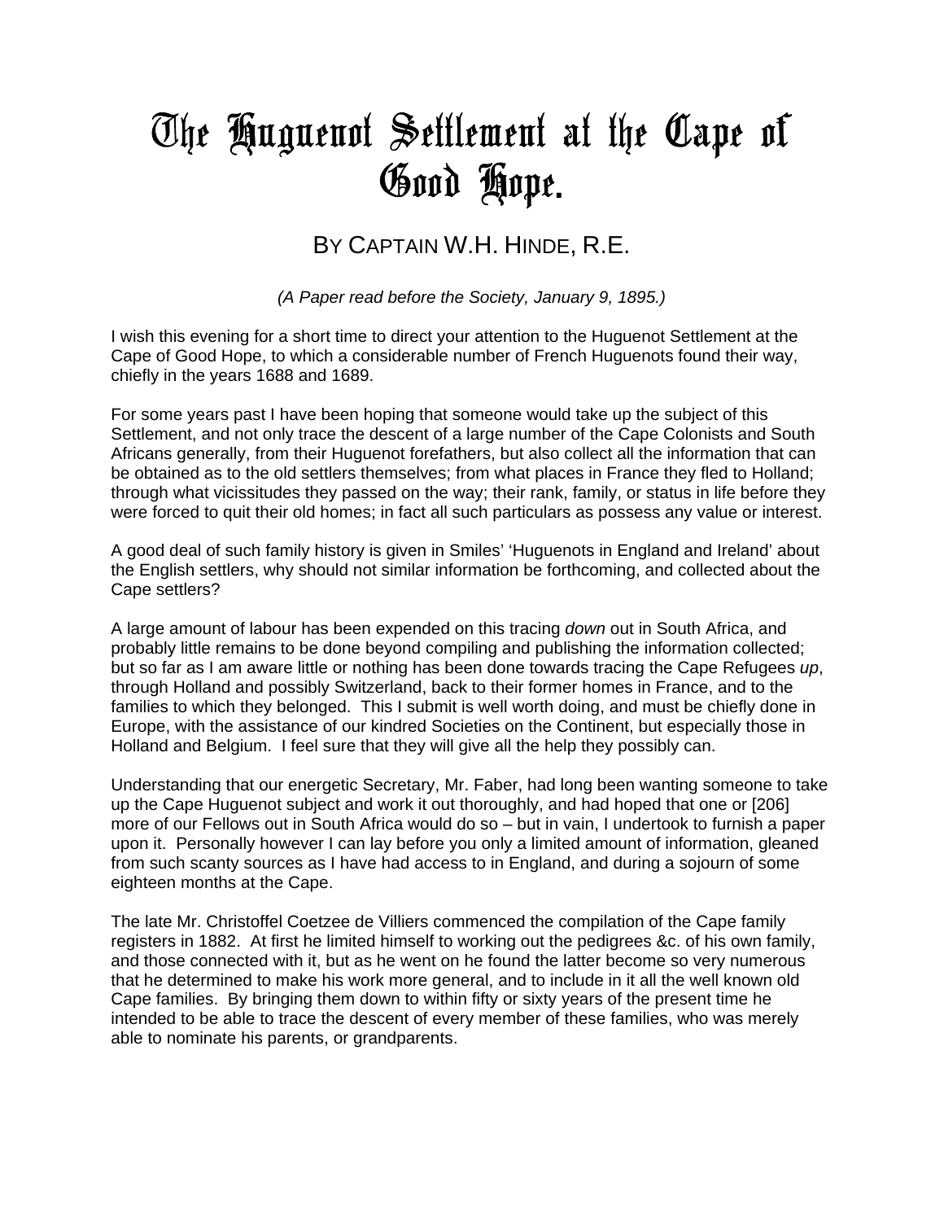# The Huguenot Settlement at the Cape of Good Hope.

## BY CAPTAIN W.H. HINDE, R.E.

*(A Paper read before the Society, January 9, 1895.)*

I wish this evening for a short time to direct your attention to the Huguenot Settlement at the Cape of Good Hope, to which a considerable number of French Huguenots found their way, chiefly in the years 1688 and 1689.

For some years past I have been hoping that someone would take up the subject of this Settlement, and not only trace the descent of a large number of the Cape Colonists and South Africans generally, from their Huguenot forefathers, but also collect all the information that can be obtained as to the old settlers themselves; from what places in France they fled to Holland; through what vicissitudes they passed on the way; their rank, family, or status in life before they were forced to quit their old homes; in fact all such particulars as possess any value or interest.

A good deal of such family history is given in Smiles' 'Huguenots in England and Ireland' about the English settlers, why should not similar information be forthcoming, and collected about the Cape settlers?

A large amount of labour has been expended on this tracing *down* out in South Africa, and probably little remains to be done beyond compiling and publishing the information collected; but so far as I am aware little or nothing has been done towards tracing the Cape Refugees *up*, through Holland and possibly Switzerland, back to their former homes in France, and to the families to which they belonged. This I submit is well worth doing, and must be chiefly done in Europe, with the assistance of our kindred Societies on the Continent, but especially those in Holland and Belgium. I feel sure that they will give all the help they possibly can.

Understanding that our energetic Secretary, Mr. Faber, had long been wanting someone to take up the Cape Huguenot subject and work it out thoroughly, and had hoped that one or [206] more of our Fellows out in South Africa would do so – but in vain, I undertook to furnish a paper upon it. Personally however I can lay before you only a limited amount of information, gleaned from such scanty sources as I have had access to in England, and during a sojourn of some eighteen months at the Cape.

The late Mr. Christoffel Coetzee de Villiers commenced the compilation of the Cape family registers in 1882. At first he limited himself to working out the pedigrees &c. of his own family, and those connected with it, but as he went on he found the latter become so very numerous that he determined to make his work more general, and to include in it all the well known old Cape families. By bringing them down to within fifty or sixty years of the present time he intended to be able to trace the descent of every member of these families, who was merely able to nominate his parents, or grandparents.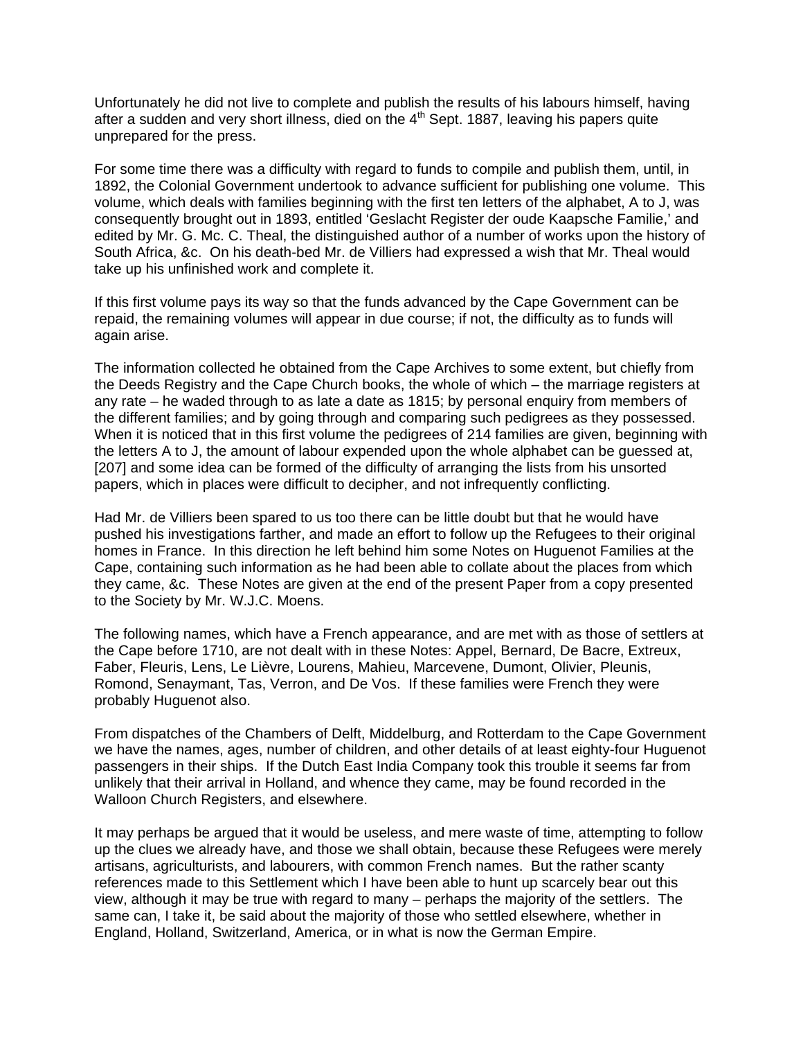Unfortunately he did not live to complete and publish the results of his labours himself, having after a sudden and very short illness, died on the 4th Sept. 1887, leaving his papers quite unprepared for the press.

For some time there was a difficulty with regard to funds to compile and publish them, until, in 1892, the Colonial Government undertook to advance sufficient for publishing one volume. This volume, which deals with families beginning with the first ten letters of the alphabet, A to J, was consequently brought out in 1893, entitled 'Geslacht Register der oude Kaapsche Familie,' and edited by Mr. G. Mc. C. Theal, the distinguished author of a number of works upon the history of South Africa, &c. On his death-bed Mr. de Villiers had expressed a wish that Mr. Theal would take up his unfinished work and complete it.

If this first volume pays its way so that the funds advanced by the Cape Government can be repaid, the remaining volumes will appear in due course; if not, the difficulty as to funds will again arise.

The information collected he obtained from the Cape Archives to some extent, but chiefly from the Deeds Registry and the Cape Church books, the whole of which – the marriage registers at any rate – he waded through to as late a date as 1815; by personal enquiry from members of the different families; and by going through and comparing such pedigrees as they possessed. When it is noticed that in this first volume the pedigrees of 214 families are given, beginning with the letters A to J, the amount of labour expended upon the whole alphabet can be guessed at, [207] and some idea can be formed of the difficulty of arranging the lists from his unsorted papers, which in places were difficult to decipher, and not infrequently conflicting.

Had Mr. de Villiers been spared to us too there can be little doubt but that he would have pushed his investigations farther, and made an effort to follow up the Refugees to their original homes in France. In this direction he left behind him some Notes on Huguenot Families at the Cape, containing such information as he had been able to collate about the places from which they came, &c. These Notes are given at the end of the present Paper from a copy presented to the Society by Mr. W.J.C. Moens.

The following names, which have a French appearance, and are met with as those of settlers at the Cape before 1710, are not dealt with in these Notes: Appel, Bernard, De Bacre, Extreux, Faber, Fleuris, Lens, Le Lièvre, Lourens, Mahieu, Marcevene, Dumont, Olivier, Pleunis, Romond, Senaymant, Tas, Verron, and De Vos. If these families were French they were probably Huguenot also.

From dispatches of the Chambers of Delft, Middelburg, and Rotterdam to the Cape Government we have the names, ages, number of children, and other details of at least eighty-four Huguenot passengers in their ships. If the Dutch East India Company took this trouble it seems far from unlikely that their arrival in Holland, and whence they came, may be found recorded in the Walloon Church Registers, and elsewhere.

It may perhaps be argued that it would be useless, and mere waste of time, attempting to follow up the clues we already have, and those we shall obtain, because these Refugees were merely artisans, agriculturists, and labourers, with common French names. But the rather scanty references made to this Settlement which I have been able to hunt up scarcely bear out this view, although it may be true with regard to many – perhaps the majority of the settlers. The same can, I take it, be said about the majority of those who settled elsewhere, whether in England, Holland, Switzerland, America, or in what is now the German Empire.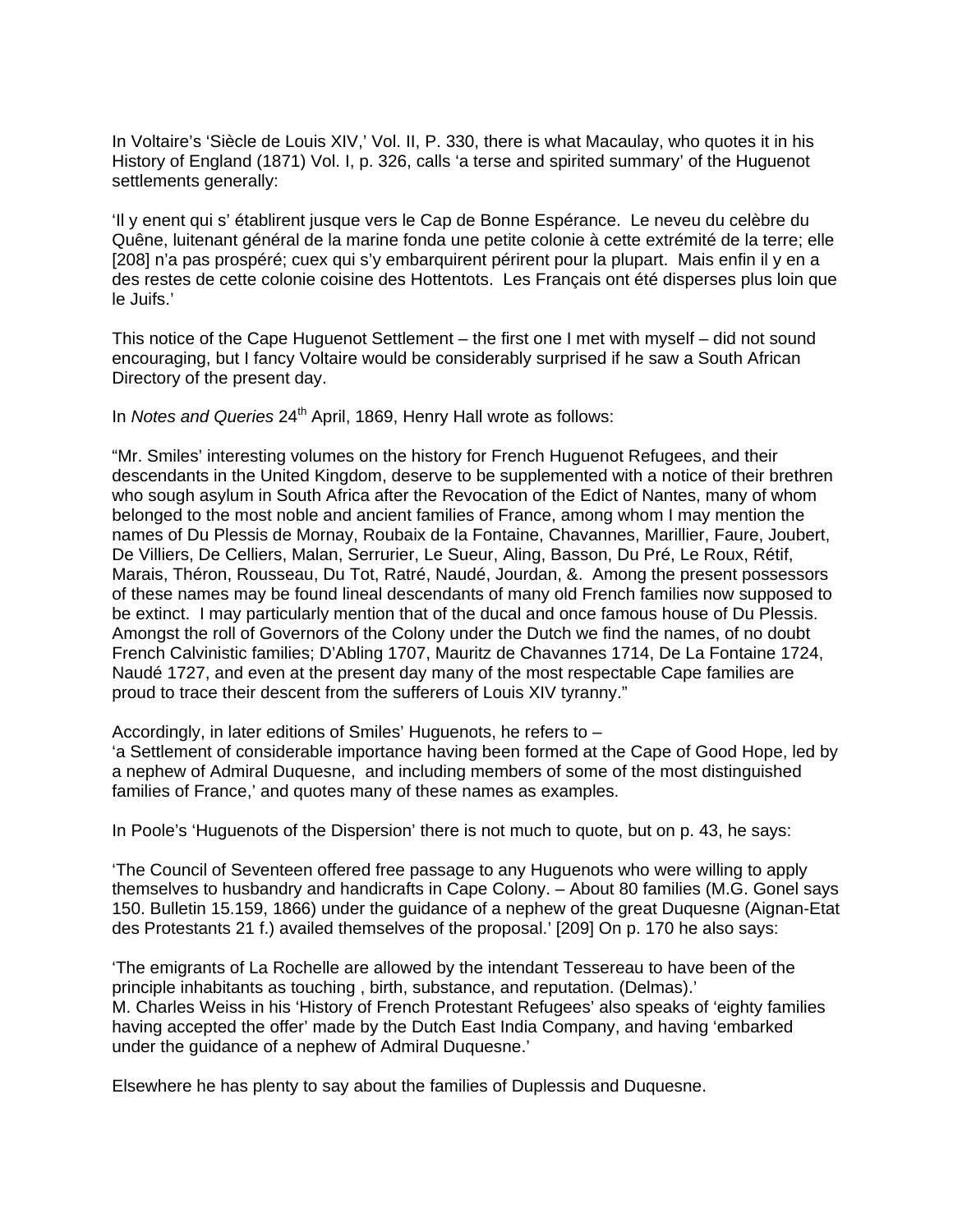In Voltaire's 'Siècle de Louis XIV,' Vol. II, P. 330, there is what Macaulay, who quotes it in his History of England (1871) Vol. I, p. 326, calls 'a terse and spirited summary' of the Huguenot settlements generally:

'Il y enent qui s' établirent jusque vers le Cap de Bonne Espérance. Le neveu du celèbre du Quêne, luitenant général de la marine fonda une petite colonie à cette extrémité de la terre; elle [208] n'a pas prospéré; cuex qui s'y embarquirent périrent pour la plupart. Mais enfin il y en a des restes de cette colonie coisine des Hottentots. Les Français ont été disperses plus loin que le Juifs.'

This notice of the Cape Huguenot Settlement – the first one I met with myself – did not sound encouraging, but I fancy Voltaire would be considerably surprised if he saw a South African Directory of the present day.

In *Notes and Queries* 24th April, 1869, Henry Hall wrote as follows:

"Mr. Smiles' interesting volumes on the history for French Huguenot Refugees, and their descendants in the United Kingdom, deserve to be supplemented with a notice of their brethren who sough asylum in South Africa after the Revocation of the Edict of Nantes, many of whom belonged to the most noble and ancient families of France, among whom I may mention the names of Du Plessis de Mornay, Roubaix de la Fontaine, Chavannes, Marillier, Faure, Joubert, De Villiers, De Celliers, Malan, Serrurier, Le Sueur, Aling, Basson, Du Pré, Le Roux, Rétif, Marais, Théron, Rousseau, Du Tot, Ratré, Naudé, Jourdan, &. Among the present possessors of these names may be found lineal descendants of many old French families now supposed to be extinct. I may particularly mention that of the ducal and once famous house of Du Plessis. Amongst the roll of Governors of the Colony under the Dutch we find the names, of no doubt French Calvinistic families; D'Abling 1707, Mauritz de Chavannes 1714, De La Fontaine 1724, Naudé 1727, and even at the present day many of the most respectable Cape families are proud to trace their descent from the sufferers of Louis XIV tyranny."

Accordingly, in later editions of Smiles' Huguenots, he refers to –
'a Settlement of considerable importance having been formed at the Cape of Good Hope, led by a nephew of Admiral Duquesne, and including members of some of the most distinguished families of France,' and quotes many of these names as examples.

In Poole's 'Huguenots of the Dispersion' there is not much to quote, but on p. 43, he says:

'The Council of Seventeen offered free passage to any Huguenots who were willing to apply themselves to husbandry and handicrafts in Cape Colony. – About 80 families (M.G. Gonel says 150. Bulletin 15.159, 1866) under the guidance of a nephew of the great Duquesne (Aignan-Etat des Protestants 21 f.) availed themselves of the proposal.' [209] On p. 170 he also says:

'The emigrants of La Rochelle are allowed by the intendant Tessereau to have been of the principle inhabitants as touching , birth, substance, and reputation. (Delmas).'
M. Charles Weiss in his 'History of French Protestant Refugees' also speaks of 'eighty families having accepted the offer' made by the Dutch East India Company, and having 'embarked under the guidance of a nephew of Admiral Duquesne.'

Elsewhere he has plenty to say about the families of Duplessis and Duquesne.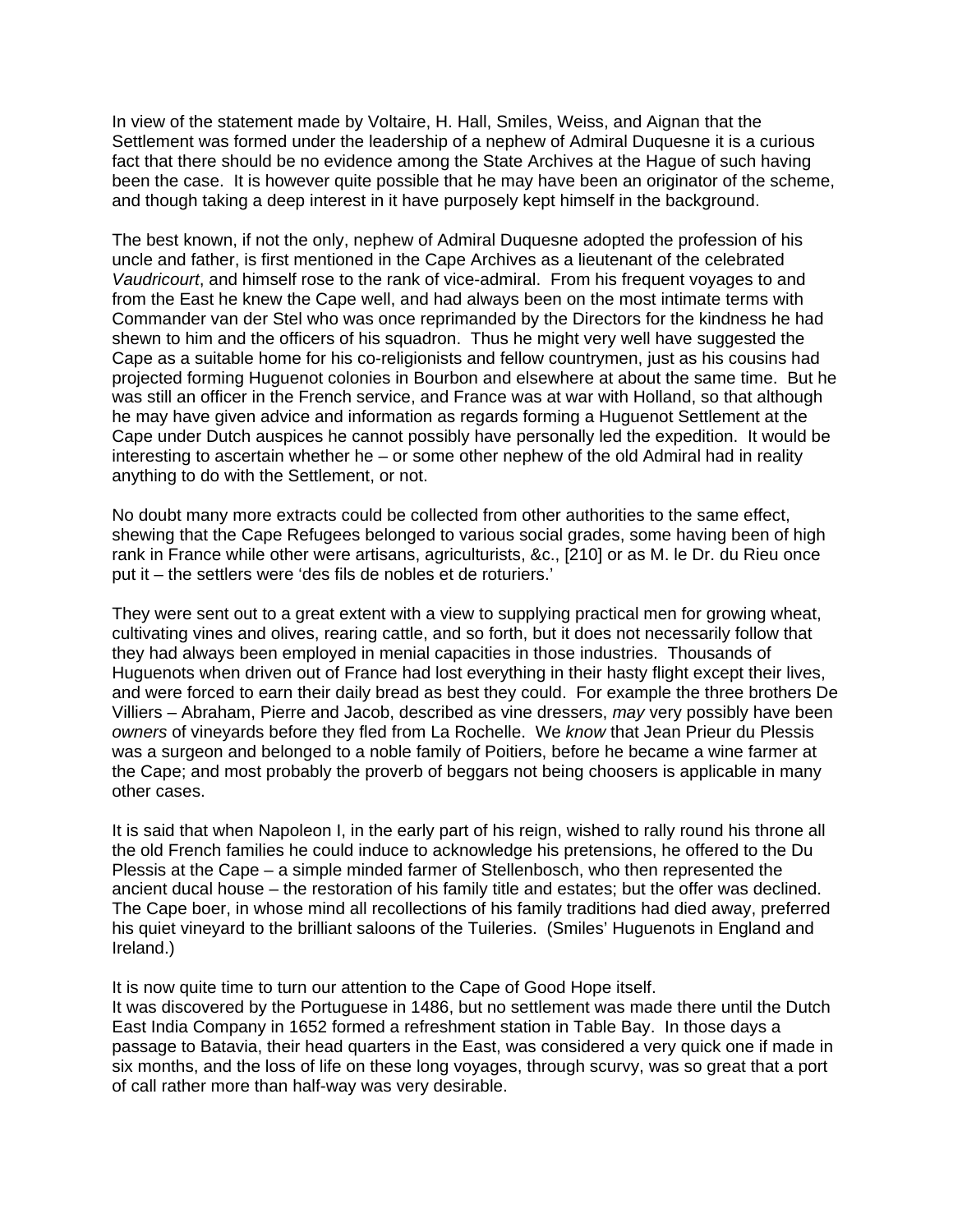In view of the statement made by Voltaire, H. Hall, Smiles, Weiss, and Aignan that the Settlement was formed under the leadership of a nephew of Admiral Duquesne it is a curious fact that there should be no evidence among the State Archives at the Hague of such having been the case. It is however quite possible that he may have been an originator of the scheme, and though taking a deep interest in it have purposely kept himself in the background.

The best known, if not the only, nephew of Admiral Duquesne adopted the profession of his uncle and father, is first mentioned in the Cape Archives as a lieutenant of the celebrated *Vaudricourt*, and himself rose to the rank of vice-admiral. From his frequent voyages to and from the East he knew the Cape well, and had always been on the most intimate terms with Commander van der Stel who was once reprimanded by the Directors for the kindness he had shewn to him and the officers of his squadron. Thus he might very well have suggested the Cape as a suitable home for his co-religionists and fellow countrymen, just as his cousins had projected forming Huguenot colonies in Bourbon and elsewhere at about the same time. But he was still an officer in the French service, and France was at war with Holland, so that although he may have given advice and information as regards forming a Huguenot Settlement at the Cape under Dutch auspices he cannot possibly have personally led the expedition. It would be interesting to ascertain whether he – or some other nephew of the old Admiral had in reality anything to do with the Settlement, or not.

No doubt many more extracts could be collected from other authorities to the same effect, shewing that the Cape Refugees belonged to various social grades, some having been of high rank in France while other were artisans, agriculturists, &c., [210] or as M. le Dr. du Rieu once put it – the settlers were 'des fils de nobles et de roturiers.'

They were sent out to a great extent with a view to supplying practical men for growing wheat, cultivating vines and olives, rearing cattle, and so forth, but it does not necessarily follow that they had always been employed in menial capacities in those industries. Thousands of Huguenots when driven out of France had lost everything in their hasty flight except their lives, and were forced to earn their daily bread as best they could. For example the three brothers De Villiers – Abraham, Pierre and Jacob, described as vine dressers, *may* very possibly have been *owners* of vineyards before they fled from La Rochelle. We *know* that Jean Prieur du Plessis was a surgeon and belonged to a noble family of Poitiers, before he became a wine farmer at the Cape; and most probably the proverb of beggars not being choosers is applicable in many other cases.

It is said that when Napoleon I, in the early part of his reign, wished to rally round his throne all the old French families he could induce to acknowledge his pretensions, he offered to the Du Plessis at the Cape – a simple minded farmer of Stellenbosch, who then represented the ancient ducal house – the restoration of his family title and estates; but the offer was declined. The Cape boer, in whose mind all recollections of his family traditions had died away, preferred his quiet vineyard to the brilliant saloons of the Tuileries. (Smiles' Huguenots in England and Ireland.)

It is now quite time to turn our attention to the Cape of Good Hope itself.
It was discovered by the Portuguese in 1486, but no settlement was made there until the Dutch East India Company in 1652 formed a refreshment station in Table Bay. In those days a passage to Batavia, their head quarters in the East, was considered a very quick one if made in six months, and the loss of life on these long voyages, through scurvy, was so great that a port of call rather more than half-way was very desirable.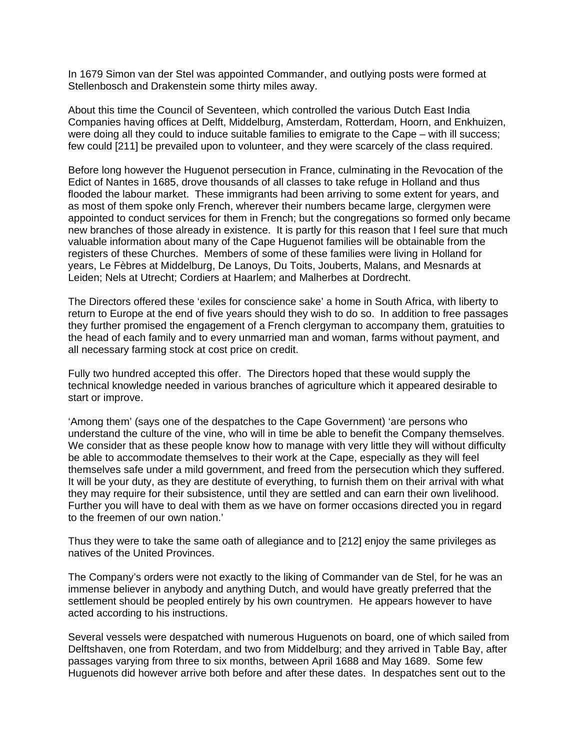In 1679 Simon van der Stel was appointed Commander, and outlying posts were formed at Stellenbosch and Drakenstein some thirty miles away.

About this time the Council of Seventeen, which controlled the various Dutch East India Companies having offices at Delft, Middelburg, Amsterdam, Rotterdam, Hoorn, and Enkhuizen, were doing all they could to induce suitable families to emigrate to the Cape – with ill success; few could [211] be prevailed upon to volunteer, and they were scarcely of the class required.

Before long however the Huguenot persecution in France, culminating in the Revocation of the Edict of Nantes in 1685, drove thousands of all classes to take refuge in Holland and thus flooded the labour market. These immigrants had been arriving to some extent for years, and as most of them spoke only French, wherever their numbers became large, clergymen were appointed to conduct services for them in French; but the congregations so formed only became new branches of those already in existence. It is partly for this reason that I feel sure that much valuable information about many of the Cape Huguenot families will be obtainable from the registers of these Churches. Members of some of these families were living in Holland for years, Le Fèbres at Middelburg, De Lanoys, Du Toits, Jouberts, Malans, and Mesnards at Leiden; Nels at Utrecht; Cordiers at Haarlem; and Malherbes at Dordrecht.

The Directors offered these 'exiles for conscience sake' a home in South Africa, with liberty to return to Europe at the end of five years should they wish to do so. In addition to free passages they further promised the engagement of a French clergyman to accompany them, gratuities to the head of each family and to every unmarried man and woman, farms without payment, and all necessary farming stock at cost price on credit.

Fully two hundred accepted this offer. The Directors hoped that these would supply the technical knowledge needed in various branches of agriculture which it appeared desirable to start or improve.

'Among them' (says one of the despatches to the Cape Government) 'are persons who understand the culture of the vine, who will in time be able to benefit the Company themselves. We consider that as these people know how to manage with very little they will without difficulty be able to accommodate themselves to their work at the Cape, especially as they will feel themselves safe under a mild government, and freed from the persecution which they suffered. It will be your duty, as they are destitute of everything, to furnish them on their arrival with what they may require for their subsistence, until they are settled and can earn their own livelihood. Further you will have to deal with them as we have on former occasions directed you in regard to the freemen of our own nation.'

Thus they were to take the same oath of allegiance and to [212] enjoy the same privileges as natives of the United Provinces.

The Company's orders were not exactly to the liking of Commander van de Stel, for he was an immense believer in anybody and anything Dutch, and would have greatly preferred that the settlement should be peopled entirely by his own countrymen. He appears however to have acted according to his instructions.

Several vessels were despatched with numerous Huguenots on board, one of which sailed from Delftshaven, one from Roterdam, and two from Middelburg; and they arrived in Table Bay, after passages varying from three to six months, between April 1688 and May 1689. Some few Huguenots did however arrive both before and after these dates. In despatches sent out to the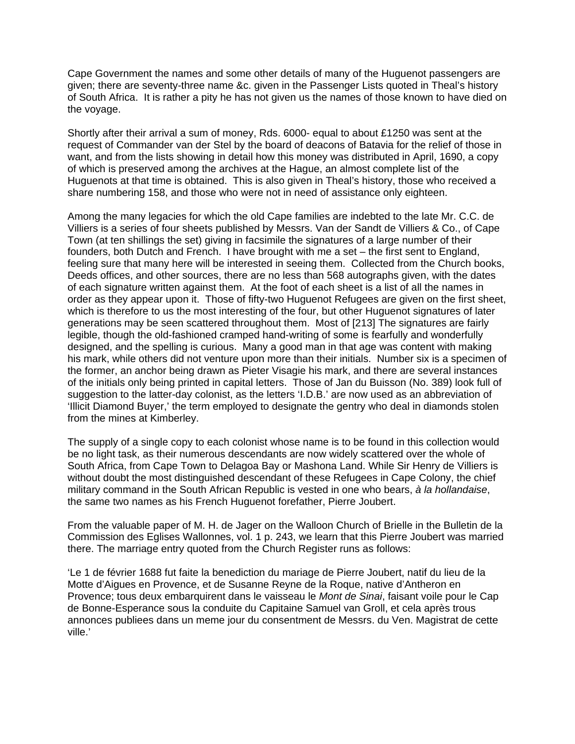Cape Government the names and some other details of many of the Huguenot passengers are given; there are seventy-three name &c. given in the Passenger Lists quoted in Theal's history of South Africa. It is rather a pity he has not given us the names of those known to have died on the voyage.

Shortly after their arrival a sum of money, Rds. 6000- equal to about £1250 was sent at the request of Commander van der Stel by the board of deacons of Batavia for the relief of those in want, and from the lists showing in detail how this money was distributed in April, 1690, a copy of which is preserved among the archives at the Hague, an almost complete list of the Huguenots at that time is obtained. This is also given in Theal's history, those who received a share numbering 158, and those who were not in need of assistance only eighteen.

Among the many legacies for which the old Cape families are indebted to the late Mr. C.C. de Villiers is a series of four sheets published by Messrs. Van der Sandt de Villiers & Co., of Cape Town (at ten shillings the set) giving in facsimile the signatures of a large number of their founders, both Dutch and French. I have brought with me a set – the first sent to England, feeling sure that many here will be interested in seeing them. Collected from the Church books, Deeds offices, and other sources, there are no less than 568 autographs given, with the dates of each signature written against them. At the foot of each sheet is a list of all the names in order as they appear upon it. Those of fifty-two Huguenot Refugees are given on the first sheet, which is therefore to us the most interesting of the four, but other Huguenot signatures of later generations may be seen scattered throughout them. Most of [213] The signatures are fairly legible, though the old-fashioned cramped hand-writing of some is fearfully and wonderfully designed, and the spelling is curious. Many a good man in that age was content with making his mark, while others did not venture upon more than their initials. Number six is a specimen of the former, an anchor being drawn as Pieter Visagie his mark, and there are several instances of the initials only being printed in capital letters. Those of Jan du Buisson (No. 389) look full of suggestion to the latter-day colonist, as the letters 'I.D.B.' are now used as an abbreviation of 'Illicit Diamond Buyer,' the term employed to designate the gentry who deal in diamonds stolen from the mines at Kimberley.

The supply of a single copy to each colonist whose name is to be found in this collection would be no light task, as their numerous descendants are now widely scattered over the whole of South Africa, from Cape Town to Delagoa Bay or Mashona Land. While Sir Henry de Villiers is without doubt the most distinguished descendant of these Refugees in Cape Colony, the chief military command in the South African Republic is vested in one who bears, *à la hollandaise*, the same two names as his French Huguenot forefather, Pierre Joubert.

From the valuable paper of M. H. de Jager on the Walloon Church of Brielle in the Bulletin de la Commission des Eglises Wallonnes, vol. 1 p. 243, we learn that this Pierre Joubert was married there. The marriage entry quoted from the Church Register runs as follows:

'Le 1 de février 1688 fut faite la benediction du mariage de Pierre Joubert, natif du lieu de la Motte d'Aigues en Provence, et de Susanne Reyne de la Roque, native d'Antheron en Provence; tous deux embarquirent dans le vaisseau le *Mont de Sinai*, faisant voile pour le Cap de Bonne-Esperance sous la conduite du Capitaine Samuel van Groll, et cela après trous annonces publiees dans un meme jour du consentment de Messrs. du Ven. Magistrat de cette ville.'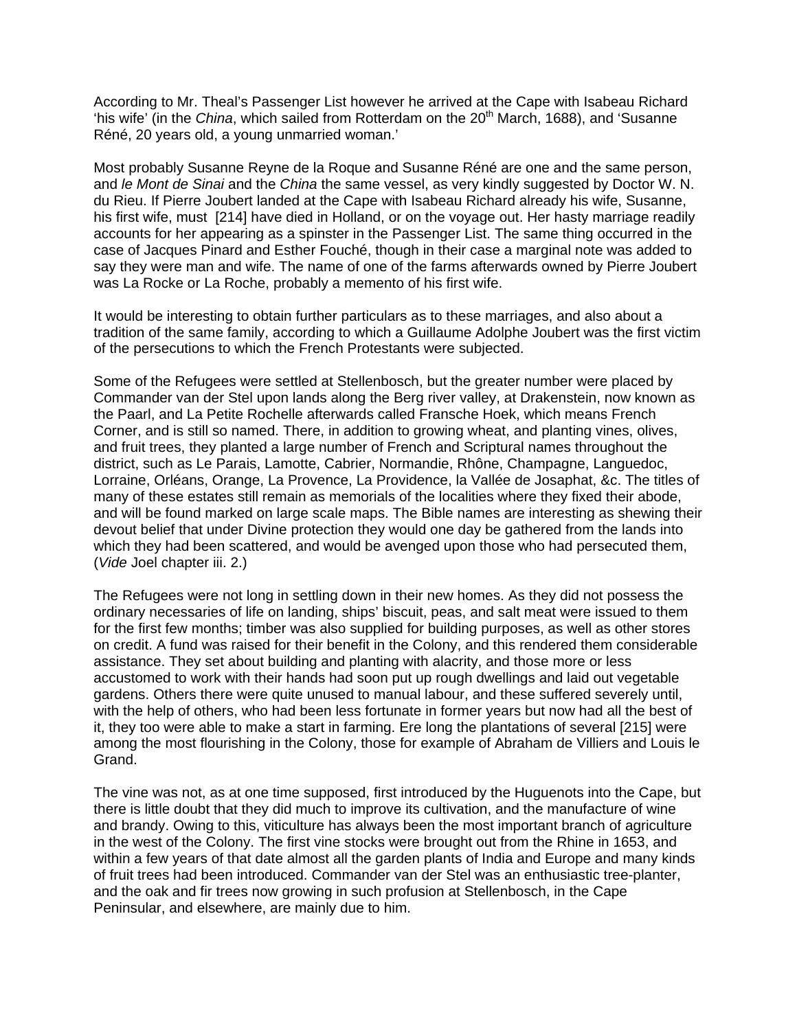According to Mr. Theal's Passenger List however he arrived at the Cape with Isabeau Richard 'his wife' (in the *China*, which sailed from Rotterdam on the 20th March, 1688), and 'Susanne Réné, 20 years old, a young unmarried woman.'

Most probably Susanne Reyne de la Roque and Susanne Réné are one and the same person, and *le Mont de Sinai* and the *China* the same vessel, as very kindly suggested by Doctor W. N. du Rieu. If Pierre Joubert landed at the Cape with Isabeau Richard already his wife, Susanne, his first wife, must [214] have died in Holland, or on the voyage out. Her hasty marriage readily accounts for her appearing as a spinster in the Passenger List. The same thing occurred in the case of Jacques Pinard and Esther Fouché, though in their case a marginal note was added to say they were man and wife. The name of one of the farms afterwards owned by Pierre Joubert was La Rocke or La Roche, probably a memento of his first wife.

It would be interesting to obtain further particulars as to these marriages, and also about a tradition of the same family, according to which a Guillaume Adolphe Joubert was the first victim of the persecutions to which the French Protestants were subjected.

Some of the Refugees were settled at Stellenbosch, but the greater number were placed by Commander van der Stel upon lands along the Berg river valley, at Drakenstein, now known as the Paarl, and La Petite Rochelle afterwards called Fransche Hoek, which means French Corner, and is still so named. There, in addition to growing wheat, and planting vines, olives, and fruit trees, they planted a large number of French and Scriptural names throughout the district, such as Le Parais, Lamotte, Cabrier, Normandie, Rhône, Champagne, Languedoc, Lorraine, Orléans, Orange, La Provence, La Providence, la Vallée de Josaphat, &c. The titles of many of these estates still remain as memorials of the localities where they fixed their abode, and will be found marked on large scale maps. The Bible names are interesting as shewing their devout belief that under Divine protection they would one day be gathered from the lands into which they had been scattered, and would be avenged upon those who had persecuted them, (*Vide* Joel chapter iii. 2.)

The Refugees were not long in settling down in their new homes. As they did not possess the ordinary necessaries of life on landing, ships' biscuit, peas, and salt meat were issued to them for the first few months; timber was also supplied for building purposes, as well as other stores on credit. A fund was raised for their benefit in the Colony, and this rendered them considerable assistance. They set about building and planting with alacrity, and those more or less accustomed to work with their hands had soon put up rough dwellings and laid out vegetable gardens. Others there were quite unused to manual labour, and these suffered severely until, with the help of others, who had been less fortunate in former years but now had all the best of it, they too were able to make a start in farming. Ere long the plantations of several [215] were among the most flourishing in the Colony, those for example of Abraham de Villiers and Louis le Grand.

The vine was not, as at one time supposed, first introduced by the Huguenots into the Cape, but there is little doubt that they did much to improve its cultivation, and the manufacture of wine and brandy. Owing to this, viticulture has always been the most important branch of agriculture in the west of the Colony. The first vine stocks were brought out from the Rhine in 1653, and within a few years of that date almost all the garden plants of India and Europe and many kinds of fruit trees had been introduced. Commander van der Stel was an enthusiastic tree-planter, and the oak and fir trees now growing in such profusion at Stellenbosch, in the Cape Peninsular, and elsewhere, are mainly due to him.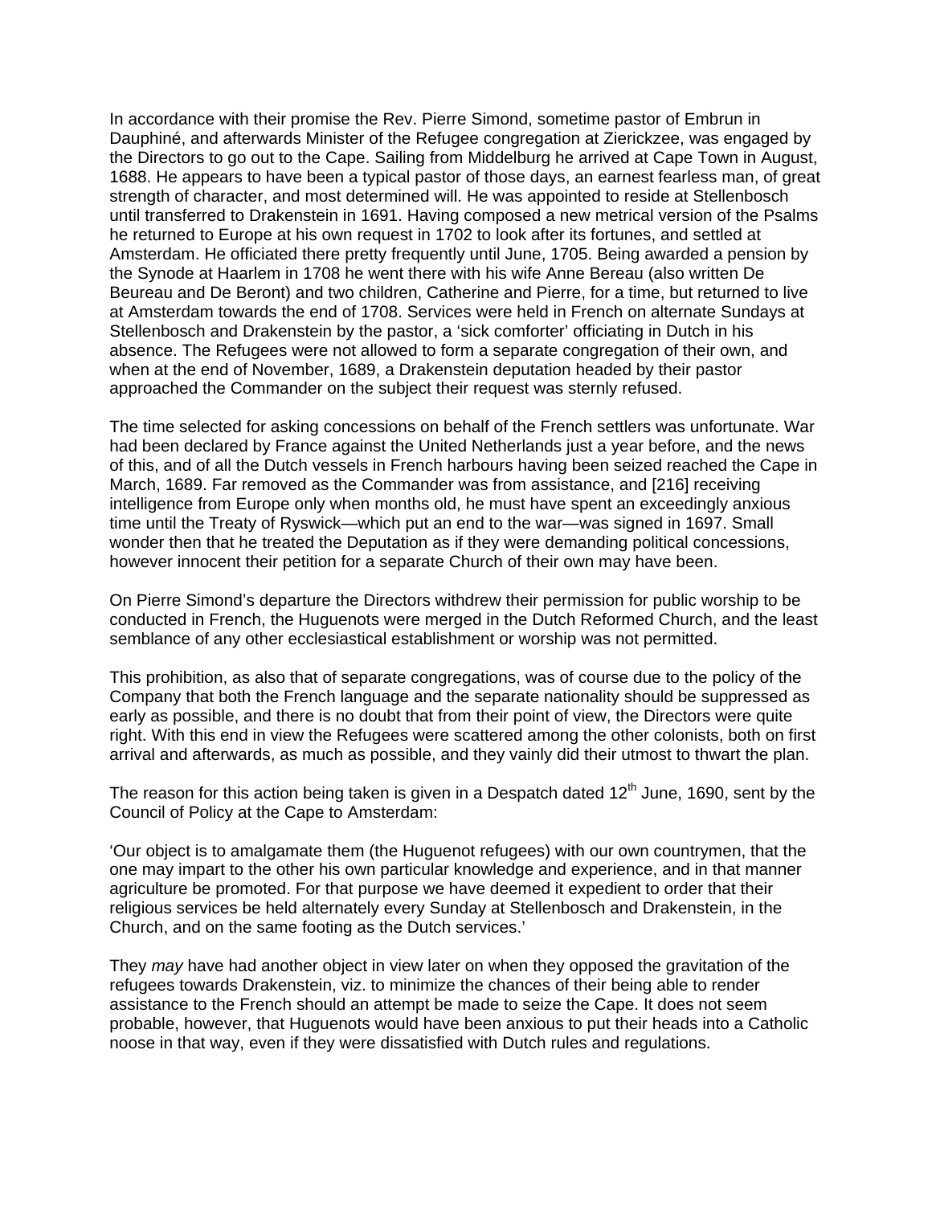In accordance with their promise the Rev. Pierre Simond, sometime pastor of Embrun in Dauphiné, and afterwards Minister of the Refugee congregation at Zierickzee, was engaged by the Directors to go out to the Cape. Sailing from Middelburg he arrived at Cape Town in August, 1688. He appears to have been a typical pastor of those days, an earnest fearless man, of great strength of character, and most determined will. He was appointed to reside at Stellenbosch until transferred to Drakenstein in 1691. Having composed a new metrical version of the Psalms he returned to Europe at his own request in 1702 to look after its fortunes, and settled at Amsterdam. He officiated there pretty frequently until June, 1705. Being awarded a pension by the Synode at Haarlem in 1708 he went there with his wife Anne Bereau (also written De Beureau and De Beront) and two children, Catherine and Pierre, for a time, but returned to live at Amsterdam towards the end of 1708. Services were held in French on alternate Sundays at Stellenbosch and Drakenstein by the pastor, a 'sick comforter' officiating in Dutch in his absence. The Refugees were not allowed to form a separate congregation of their own, and when at the end of November, 1689, a Drakenstein deputation headed by their pastor approached the Commander on the subject their request was sternly refused.

The time selected for asking concessions on behalf of the French settlers was unfortunate. War had been declared by France against the United Netherlands just a year before, and the news of this, and of all the Dutch vessels in French harbours having been seized reached the Cape in March, 1689. Far removed as the Commander was from assistance, and [216] receiving intelligence from Europe only when months old, he must have spent an exceedingly anxious time until the Treaty of Ryswick—which put an end to the war—was signed in 1697. Small wonder then that he treated the Deputation as if they were demanding political concessions, however innocent their petition for a separate Church of their own may have been.

On Pierre Simond's departure the Directors withdrew their permission for public worship to be conducted in French, the Huguenots were merged in the Dutch Reformed Church, and the least semblance of any other ecclesiastical establishment or worship was not permitted.

This prohibition, as also that of separate congregations, was of course due to the policy of the Company that both the French language and the separate nationality should be suppressed as early as possible, and there is no doubt that from their point of view, the Directors were quite right. With this end in view the Refugees were scattered among the other colonists, both on first arrival and afterwards, as much as possible, and they vainly did their utmost to thwart the plan.

The reason for this action being taken is given in a Despatch dated 12th June, 1690, sent by the Council of Policy at the Cape to Amsterdam:

'Our object is to amalgamate them (the Huguenot refugees) with our own countrymen, that the one may impart to the other his own particular knowledge and experience, and in that manner agriculture be promoted. For that purpose we have deemed it expedient to order that their religious services be held alternately every Sunday at Stellenbosch and Drakenstein, in the Church, and on the same footing as the Dutch services.'

They *may* have had another object in view later on when they opposed the gravitation of the refugees towards Drakenstein, viz. to minimize the chances of their being able to render assistance to the French should an attempt be made to seize the Cape. It does not seem probable, however, that Huguenots would have been anxious to put their heads into a Catholic noose in that way, even if they were dissatisfied with Dutch rules and regulations.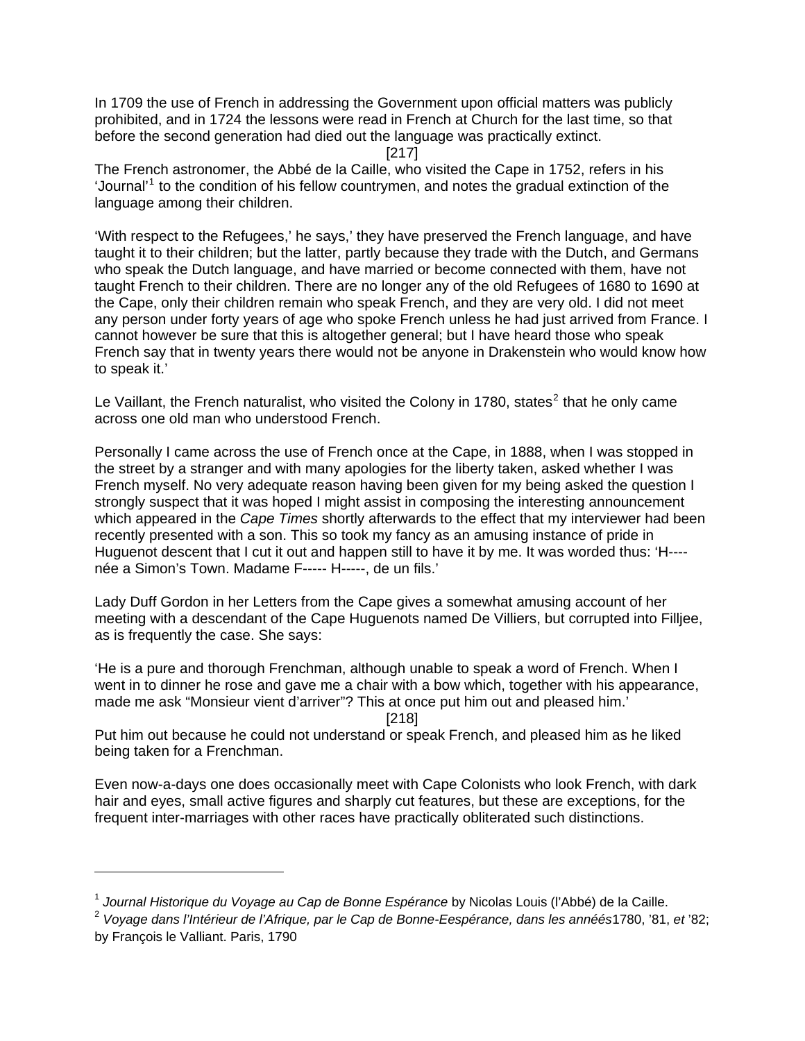In 1709 the use of French in addressing the Government upon official matters was publicly prohibited, and in 1724 the lessons were read in French at Church for the last time, so that before the second generation had died out the language was practically extinct.

[217]

The French astronomer, the Abbé de la Caille, who visited the Cape in 1752, refers in his 'Journal'[1] to the condition of his fellow countrymen, and notes the gradual extinction of the language among their children.

'With respect to the Refugees,' he says,' they have preserved the French language, and have taught it to their children; but the latter, partly because they trade with the Dutch, and Germans who speak the Dutch language, and have married or become connected with them, have not taught French to their children. There are no longer any of the old Refugees of 1680 to 1690 at the Cape, only their children remain who speak French, and they are very old. I did not meet any person under forty years of age who spoke French unless he had just arrived from France. I cannot however be sure that this is altogether general; but I have heard those who speak French say that in twenty years there would not be anyone in Drakenstein who would know how to speak it.'

Le Vaillant, the French naturalist, who visited the Colony in 1780, states[2] that he only came across one old man who understood French.

Personally I came across the use of French once at the Cape, in 1888, when I was stopped in the street by a stranger and with many apologies for the liberty taken, asked whether I was French myself. No very adequate reason having been given for my being asked the question I strongly suspect that it was hoped I might assist in composing the interesting announcement which appeared in the *Cape Times* shortly afterwards to the effect that my interviewer had been recently presented with a son. This so took my fancy as an amusing instance of pride in Huguenot descent that I cut it out and happen still to have it by me. It was worded thus: 'H---- née a Simon's Town. Madame F----- H-----, de un fils.'

Lady Duff Gordon in her Letters from the Cape gives a somewhat amusing account of her meeting with a descendant of the Cape Huguenots named De Villiers, but corrupted into Filljee, as is frequently the case. She says:

'He is a pure and thorough Frenchman, although unable to speak a word of French. When I went in to dinner he rose and gave me a chair with a bow which, together with his appearance, made me ask "Monsieur vient d'arriver"? This at once put him out and pleased him.'

[218]

Put him out because he could not understand or speak French, and pleased him as he liked being taken for a Frenchman.

Even now-a-days one does occasionally meet with Cape Colonists who look French, with dark hair and eyes, small active figures and sharply cut features, but these are exceptions, for the frequent inter-marriages with other races have practically obliterated such distinctions.

---

[1] *Journal Historique du Voyage au Cap de Bonne Espérance* by Nicolas Louis (l'Abbé) de la Caille.

[2] *Voyage dans l'Intérieur de l'Afrique, par le Cap de Bonne-Eespérance, dans les annéés*1780, '81, *et* '82; by François le Valliant. Paris, 1790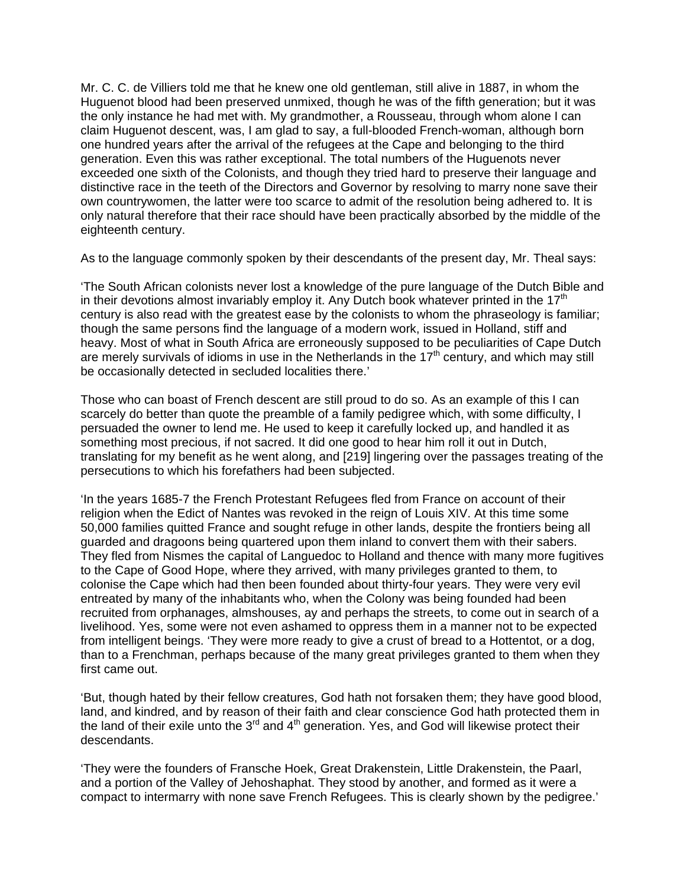Mr. C. C. de Villiers told me that he knew one old gentleman, still alive in 1887, in whom the Huguenot blood had been preserved unmixed, though he was of the fifth generation; but it was the only instance he had met with. My grandmother, a Rousseau, through whom alone I can claim Huguenot descent, was, I am glad to say, a full-blooded French-woman, although born one hundred years after the arrival of the refugees at the Cape and belonging to the third generation. Even this was rather exceptional. The total numbers of the Huguenots never exceeded one sixth of the Colonists, and though they tried hard to preserve their language and distinctive race in the teeth of the Directors and Governor by resolving to marry none save their own countrywomen, the latter were too scarce to admit of the resolution being adhered to. It is only natural therefore that their race should have been practically absorbed by the middle of the eighteenth century.

As to the language commonly spoken by their descendants of the present day, Mr. Theal says:

'The South African colonists never lost a knowledge of the pure language of the Dutch Bible and in their devotions almost invariably employ it. Any Dutch book whatever printed in the 17th century is also read with the greatest ease by the colonists to whom the phraseology is familiar; though the same persons find the language of a modern work, issued in Holland, stiff and heavy. Most of what in South Africa are erroneously supposed to be peculiarities of Cape Dutch are merely survivals of idioms in use in the Netherlands in the 17th century, and which may still be occasionally detected in secluded localities there.'

Those who can boast of French descent are still proud to do so. As an example of this I can scarcely do better than quote the preamble of a family pedigree which, with some difficulty, I persuaded the owner to lend me. He used to keep it carefully locked up, and handled it as something most precious, if not sacred. It did one good to hear him roll it out in Dutch, translating for my benefit as he went along, and [219] lingering over the passages treating of the persecutions to which his forefathers had been subjected.

'In the years 1685-7 the French Protestant Refugees fled from France on account of their religion when the Edict of Nantes was revoked in the reign of Louis XIV. At this time some 50,000 families quitted France and sought refuge in other lands, despite the frontiers being all guarded and dragoons being quartered upon them inland to convert them with their sabers. They fled from Nismes the capital of Languedoc to Holland and thence with many more fugitives to the Cape of Good Hope, where they arrived, with many privileges granted to them, to colonise the Cape which had then been founded about thirty-four years. They were very evil entreated by many of the inhabitants who, when the Colony was being founded had been recruited from orphanages, almshouses, ay and perhaps the streets, to come out in search of a livelihood. Yes, some were not even ashamed to oppress them in a manner not to be expected from intelligent beings. 'They were more ready to give a crust of bread to a Hottentot, or a dog, than to a Frenchman, perhaps because of the many great privileges granted to them when they first came out.

'But, though hated by their fellow creatures, God hath not forsaken them; they have good blood, land, and kindred, and by reason of their faith and clear conscience God hath protected them in the land of their exile unto the 3rd and 4th generation. Yes, and God will likewise protect their descendants.

'They were the founders of Fransche Hoek, Great Drakenstein, Little Drakenstein, the Paarl, and a portion of the Valley of Jehoshaphat. They stood by another, and formed as it were a compact to intermarry with none save French Refugees. This is clearly shown by the pedigree.'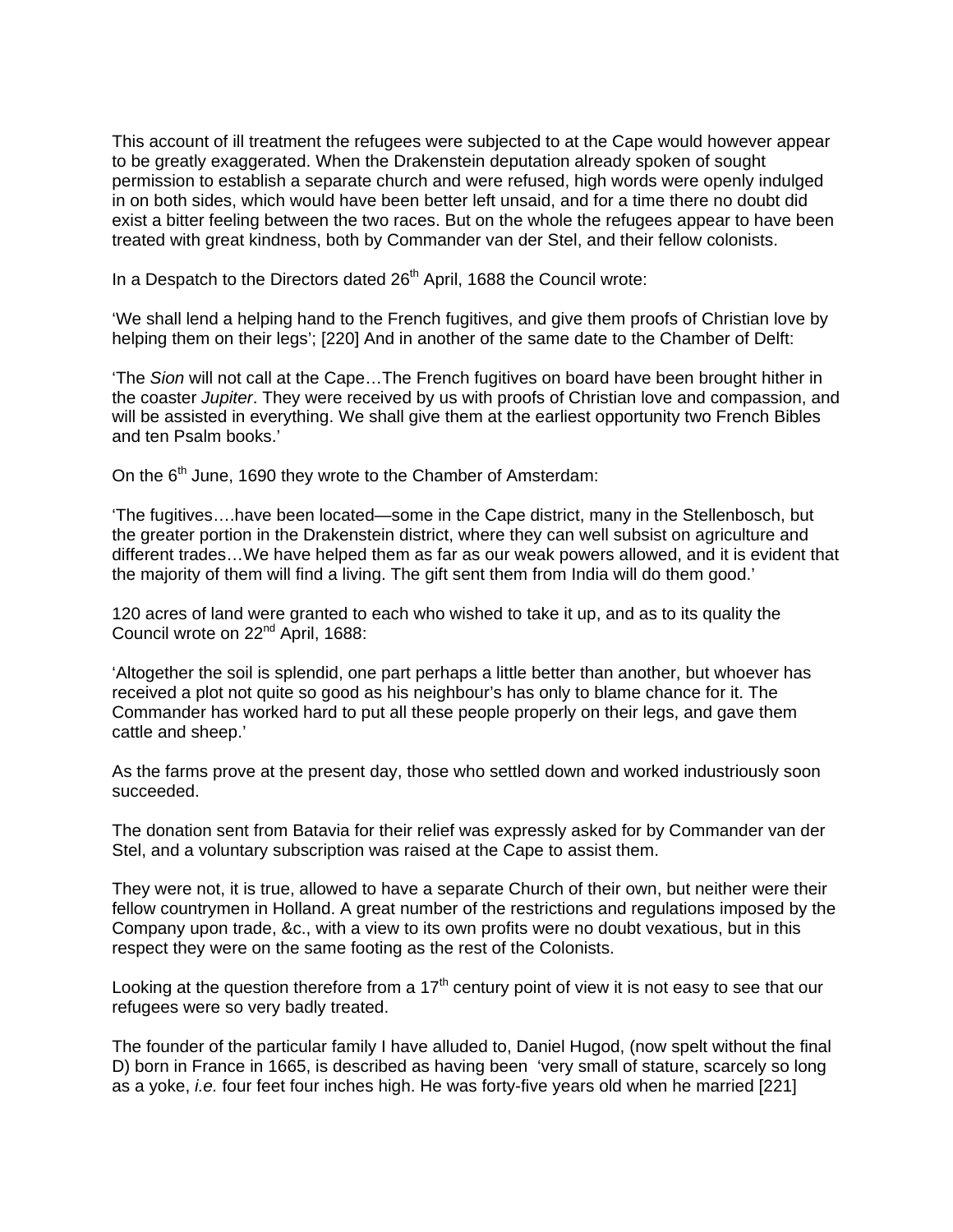This account of ill treatment the refugees were subjected to at the Cape would however appear to be greatly exaggerated. When the Drakenstein deputation already spoken of sought permission to establish a separate church and were refused, high words were openly indulged in on both sides, which would have been better left unsaid, and for a time there no doubt did exist a bitter feeling between the two races. But on the whole the refugees appear to have been treated with great kindness, both by Commander van der Stel, and their fellow colonists.

In a Despatch to the Directors dated 26th April, 1688 the Council wrote:

'We shall lend a helping hand to the French fugitives, and give them proofs of Christian love by helping them on their legs'; [220] And in another of the same date to the Chamber of Delft:

'The *Sion* will not call at the Cape…The French fugitives on board have been brought hither in the coaster *Jupiter*. They were received by us with proofs of Christian love and compassion, and will be assisted in everything. We shall give them at the earliest opportunity two French Bibles and ten Psalm books.'

On the 6th June, 1690 they wrote to the Chamber of Amsterdam:

'The fugitives….have been located—some in the Cape district, many in the Stellenbosch, but the greater portion in the Drakenstein district, where they can well subsist on agriculture and different trades…We have helped them as far as our weak powers allowed, and it is evident that the majority of them will find a living. The gift sent them from India will do them good.'

120 acres of land were granted to each who wished to take it up, and as to its quality the Council wrote on 22nd April, 1688:

'Altogether the soil is splendid, one part perhaps a little better than another, but whoever has received a plot not quite so good as his neighbour's has only to blame chance for it. The Commander has worked hard to put all these people properly on their legs, and gave them cattle and sheep.'

As the farms prove at the present day, those who settled down and worked industriously soon succeeded.

The donation sent from Batavia for their relief was expressly asked for by Commander van der Stel, and a voluntary subscription was raised at the Cape to assist them.

They were not, it is true, allowed to have a separate Church of their own, but neither were their fellow countrymen in Holland. A great number of the restrictions and regulations imposed by the Company upon trade, &c., with a view to its own profits were no doubt vexatious, but in this respect they were on the same footing as the rest of the Colonists.

Looking at the question therefore from a 17th century point of view it is not easy to see that our refugees were so very badly treated.

The founder of the particular family I have alluded to, Daniel Hugod, (now spelt without the final D) born in France in 1665, is described as having been 'very small of stature, scarcely so long as a yoke, *i.e.* four feet four inches high. He was forty-five years old when he married [221]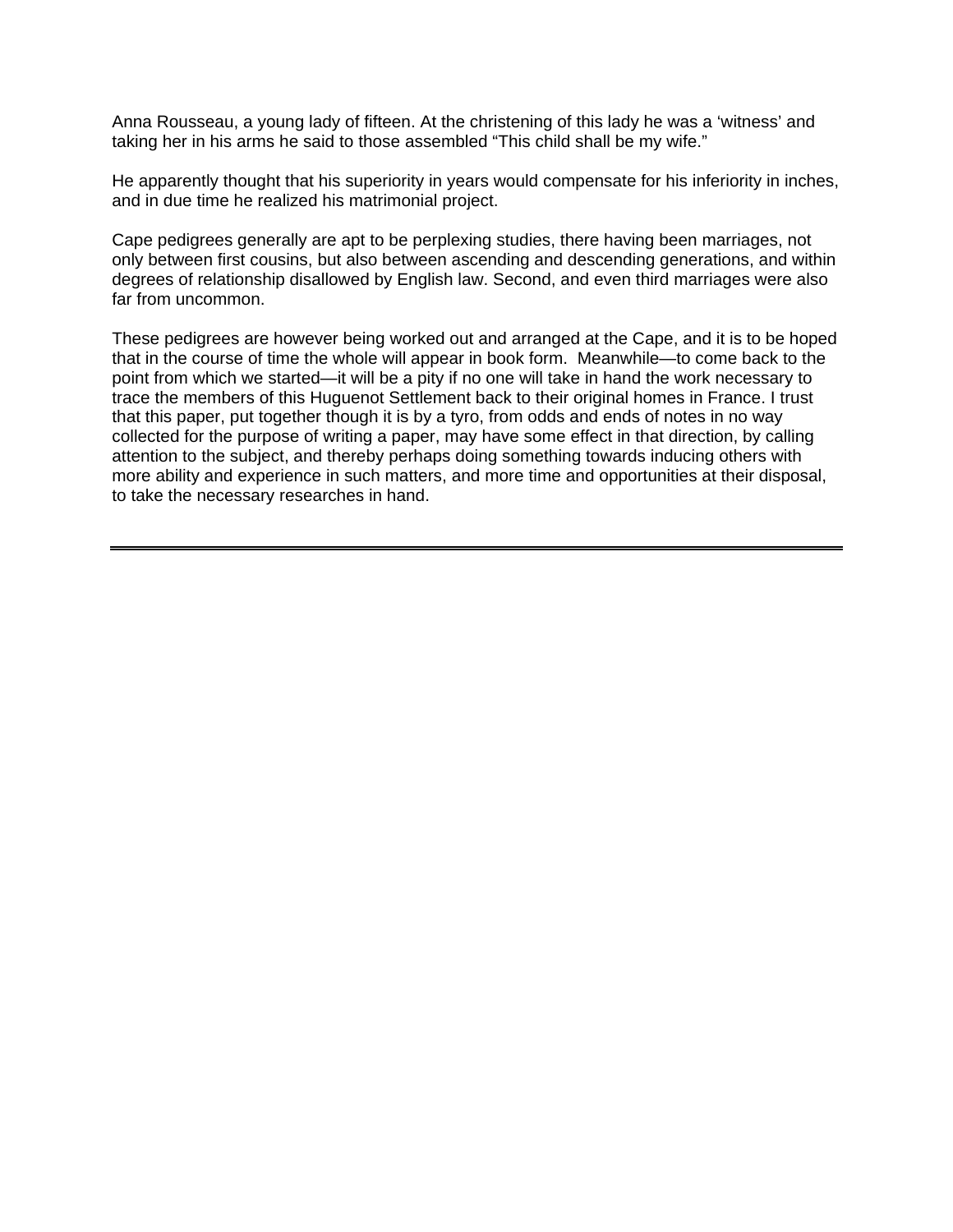Anna Rousseau, a young lady of fifteen. At the christening of this lady he was a ‘witness’ and taking her in his arms he said to those assembled “This child shall be my wife.”

He apparently thought that his superiority in years would compensate for his inferiority in inches, and in due time he realized his matrimonial project.

Cape pedigrees generally are apt to be perplexing studies, there having been marriages, not only between first cousins, but also between ascending and descending generations, and within degrees of relationship disallowed by English law. Second, and even third marriages were also far from uncommon.

These pedigrees are however being worked out and arranged at the Cape, and it is to be hoped that in the course of time the whole will appear in book form.  Meanwhile—to come back to the point from which we started—it will be a pity if no one will take in hand the work necessary to trace the members of this Huguenot Settlement back to their original homes in France. I trust that this paper, put together though it is by a tyro, from odds and ends of notes in no way collected for the purpose of writing a paper, may have some effect in that direction, by calling attention to the subject, and thereby perhaps doing something towards inducing others with more ability and experience in such matters, and more time and opportunities at their disposal, to take the necessary researches in hand.

---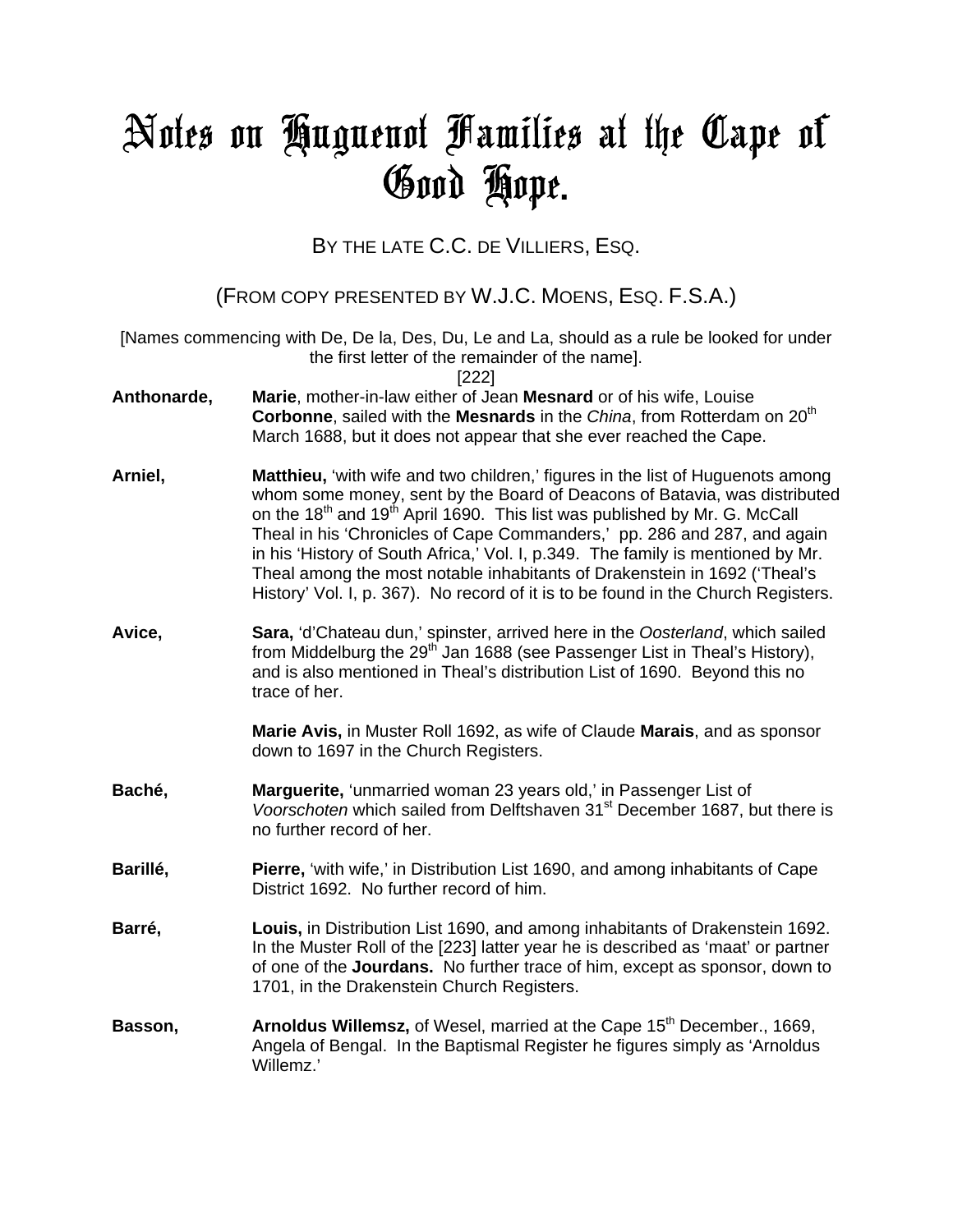# Notes on Huguenot Families at the Cape of Good Hope.

BY THE LATE C.C. DE VILLIERS, ESQ.

(FROM COPY PRESENTED BY W.J.C. MOENS, ESQ. F.S.A.)

[Names commencing with De, De la, Des, Du, Le and La, should as a rule be looked for under the first letter of the remainder of the name].

[222]

**Anthonarde,** **Marie**, mother-in-law either of Jean **Mesnard** or of his wife, Louise **Corbonne**, sailed with the **Mesnards** in the *China*, from Rotterdam on 20th March 1688, but it does not appear that she ever reached the Cape.

**Arniel,** **Matthieu,** 'with wife and two children,' figures in the list of Huguenots among whom some money, sent by the Board of Deacons of Batavia, was distributed on the 18th and 19th April 1690. This list was published by Mr. G. McCall Theal in his 'Chronicles of Cape Commanders,' pp. 286 and 287, and again in his 'History of South Africa,' Vol. I, p.349. The family is mentioned by Mr. Theal among the most notable inhabitants of Drakenstein in 1692 ('Theal's History' Vol. I, p. 367). No record of it is to be found in the Church Registers.

**Avice,** **Sara,** 'd'Chateau dun,' spinster, arrived here in the *Oosterland*, which sailed from Middelburg the 29th Jan 1688 (see Passenger List in Theal's History), and is also mentioned in Theal's distribution List of 1690. Beyond this no trace of her.

**Marie Avis,** in Muster Roll 1692, as wife of Claude **Marais**, and as sponsor down to 1697 in the Church Registers.

**Baché,** **Marguerite,** 'unmarried woman 23 years old,' in Passenger List of *Voorschoten* which sailed from Delftshaven 31st December 1687, but there is no further record of her.

**Barillé,** **Pierre,** 'with wife,' in Distribution List 1690, and among inhabitants of Cape District 1692. No further record of him.

**Barré,** **Louis,** in Distribution List 1690, and among inhabitants of Drakenstein 1692. In the Muster Roll of the [223] latter year he is described as 'maat' or partner of one of the **Jourdans.** No further trace of him, except as sponsor, down to 1701, in the Drakenstein Church Registers.

**Basson,** **Arnoldus Willemsz,** of Wesel, married at the Cape 15th December., 1669, Angela of Bengal. In the Baptismal Register he figures simply as 'Arnoldus Willemz.'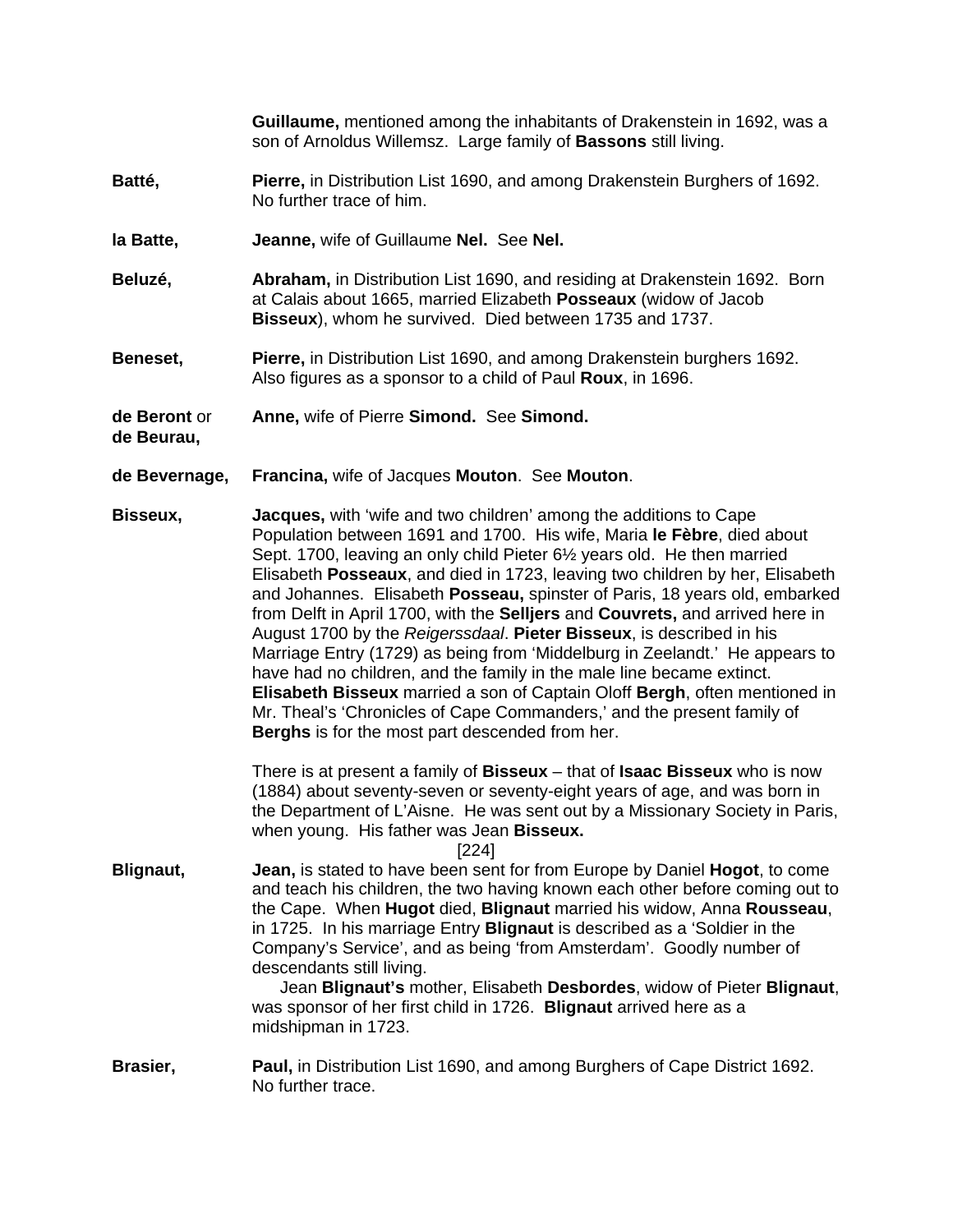**Guillaume,** mentioned among the inhabitants of Drakenstein in 1692, was a son of Arnoldus Willemsz. Large family of **Bassons** still living.

**Batté,** **Pierre,** in Distribution List 1690, and among Drakenstein Burghers of 1692. No further trace of him.

**la Batte,** **Jeanne,** wife of Guillaume **Nel.** See **Nel.**

**Beluzé,** **Abraham,** in Distribution List 1690, and residing at Drakenstein 1692. Born at Calais about 1665, married Elizabeth **Posseaux** (widow of Jacob **Bisseux**), whom he survived. Died between 1735 and 1737.

**Beneset,** **Pierre,** in Distribution List 1690, and among Drakenstein burghers 1692. Also figures as a sponsor to a child of Paul **Roux**, in 1696.

**de Beront** or **de Beurau,** **Anne,** wife of Pierre **Simond.** See **Simond.**

**de Bevernage,** **Francina,** wife of Jacques **Mouton**. See **Mouton**.

**Bisseux,** **Jacques,** with 'wife and two children' among the additions to Cape Population between 1691 and 1700. His wife, Maria **le Fèbre**, died about Sept. 1700, leaving an only child Pieter 6½ years old. He then married Elisabeth **Posseaux**, and died in 1723, leaving two children by her, Elisabeth and Johannes. Elisabeth **Posseau,** spinster of Paris, 18 years old, embarked from Delft in April 1700, with the **Selljers** and **Couvrets,** and arrived here in August 1700 by the *Reigerssdaal*. **Pieter Bisseux**, is described in his Marriage Entry (1729) as being from 'Middelburg in Zeelandt.' He appears to have had no children, and the family in the male line became extinct. **Elisabeth Bisseux** married a son of Captain Oloff **Bergh**, often mentioned in Mr. Theal's 'Chronicles of Cape Commanders,' and the present family of **Berghs** is for the most part descended from her.

There is at present a family of **Bisseux** – that of **Isaac Bisseux** who is now (1884) about seventy-seven or seventy-eight years of age, and was born in the Department of L'Aisne. He was sent out by a Missionary Society in Paris, when young. His father was Jean **Bisseux.**

[224]

**Blignaut,** **Jean,** is stated to have been sent for from Europe by Daniel **Hogot**, to come and teach his children, the two having known each other before coming out to the Cape. When **Hugot** died, **Blignaut** married his widow, Anna **Rousseau**, in 1725. In his marriage Entry **Blignaut** is described as a 'Soldier in the Company's Service', and as being 'from Amsterdam'. Goodly number of descendants still living.

Jean **Blignaut's** mother, Elisabeth **Desbordes**, widow of Pieter **Blignaut**, was sponsor of her first child in 1726. **Blignaut** arrived here as a midshipman in 1723.

**Brasier,** **Paul,** in Distribution List 1690, and among Burghers of Cape District 1692. No further trace.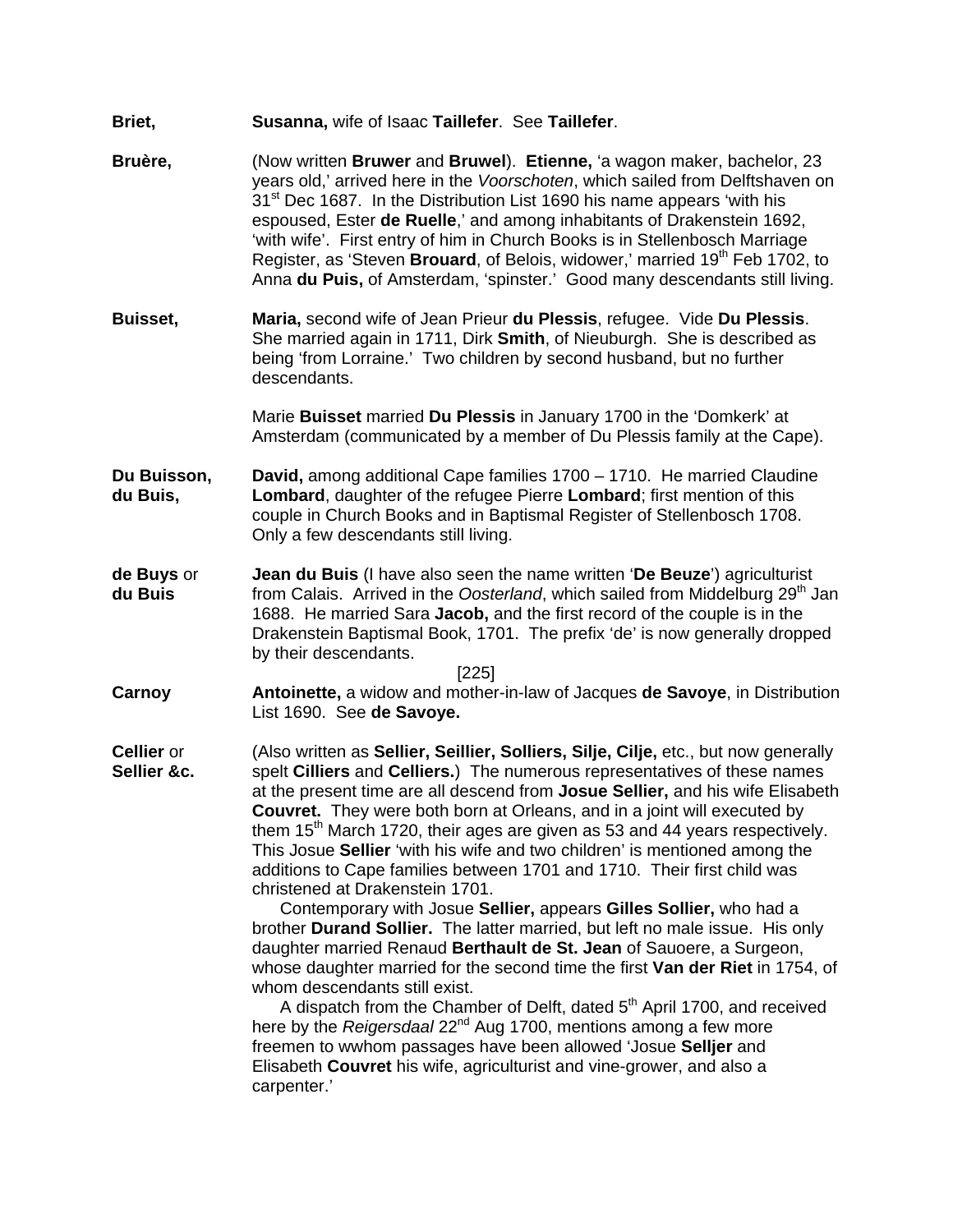**Briet,** **Susanna,** wife of Isaac **Taillefer**. See **Taillefer**.

**Bruère,** (Now written **Bruwer** and **Bruwel**). **Etienne,** 'a wagon maker, bachelor, 23 years old,' arrived here in the *Voorschoten*, which sailed from Delftshaven on 31st Dec 1687. In the Distribution List 1690 his name appears 'with his espoused, Ester **de Ruelle**,' and among inhabitants of Drakenstein 1692, 'with wife'. First entry of him in Church Books is in Stellenbosch Marriage Register, as 'Steven **Brouard**, of Belois, widower,' married 19th Feb 1702, to Anna **du Puis,** of Amsterdam, 'spinster.' Good many descendants still living.

**Buisset,** **Maria,** second wife of Jean Prieur **du Plessis**, refugee. Vide **Du Plessis**. She married again in 1711, Dirk **Smith**, of Nieuburgh. She is described as being 'from Lorraine.' Two children by second husband, but no further descendants.

Marie **Buisset** married **Du Plessis** in January 1700 in the 'Domkerk' at Amsterdam (communicated by a member of Du Plessis family at the Cape).

**Du Buisson, du Buis,** **David,** among additional Cape families 1700 – 1710. He married Claudine **Lombard**, daughter of the refugee Pierre **Lombard**; first mention of this couple in Church Books and in Baptismal Register of Stellenbosch 1708. Only a few descendants still living.

**de Buys** or **du Buis** **Jean du Buis** (I have also seen the name written '**De Beuze**') agriculturist from Calais. Arrived in the *Oosterland*, which sailed from Middelburg 29th Jan 1688. He married Sara **Jacob,** and the first record of the couple is in the Drakenstein Baptismal Book, 1701. The prefix 'de' is now generally dropped by their descendants.

[225]

**Carnoy** **Antoinette,** a widow and mother-in-law of Jacques **de Savoye**, in Distribution List 1690. See **de Savoye.**

**Cellier** or **Sellier &c.** (Also written as **Sellier, Seillier, Solliers, Silje, Cilje,** etc., but now generally spelt **Cilliers** and **Celliers.**) The numerous representatives of these names at the present time are all descend from **Josue Sellier,** and his wife Elisabeth **Couvret.** They were both born at Orleans, and in a joint will executed by them 15th March 1720, their ages are given as 53 and 44 years respectively. This Josue **Sellier** 'with his wife and two children' is mentioned among the additions to Cape families between 1701 and 1710. Their first child was christened at Drakenstein 1701.

Contemporary with Josue **Sellier,** appears **Gilles Sollier,** who had a brother **Durand Sollier.** The latter married, but left no male issue. His only daughter married Renaud **Berthault de St. Jean** of Sauoere, a Surgeon, whose daughter married for the second time the first **Van der Riet** in 1754, of whom descendants still exist.

A dispatch from the Chamber of Delft, dated 5th April 1700, and received here by the *Reigersdaal* 22nd Aug 1700, mentions among a few more freemen to wwhom passages have been allowed 'Josue **Selljer** and Elisabeth **Couvret** his wife, agriculturist and vine-grower, and also a carpenter.'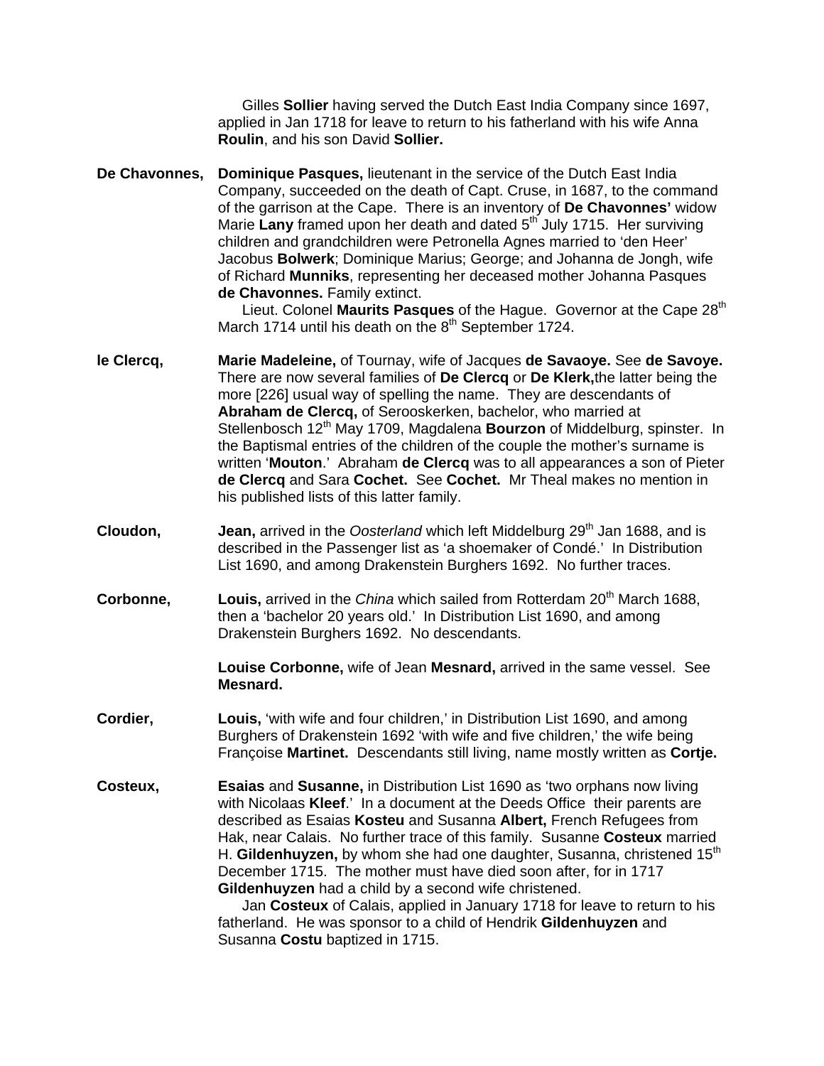Gilles **Sollier** having served the Dutch East India Company since 1697, applied in Jan 1718 for leave to return to his fatherland with his wife Anna **Roulin**, and his son David **Sollier.**

**De Chavonnes,** **Dominique Pasques,** lieutenant in the service of the Dutch East India Company, succeeded on the death of Capt. Cruse, in 1687, to the command of the garrison at the Cape. There is an inventory of **De Chavonnes'** widow Marie **Lany** framed upon her death and dated 5th July 1715. Her surviving children and grandchildren were Petronella Agnes married to 'den Heer' Jacobus **Bolwerk**; Dominique Marius; George; and Johanna de Jongh, wife of Richard **Munniks**, representing her deceased mother Johanna Pasques **de Chavonnes.** Family extinct.

Lieut. Colonel **Maurits Pasques** of the Hague. Governor at the Cape 28th March 1714 until his death on the 8th September 1724.

**le Clercq,** **Marie Madeleine,** of Tournay, wife of Jacques **de Savaoye.** See **de Savoye.** There are now several families of **De Clercq** or **De Klerk,** the latter being the more [226] usual way of spelling the name. They are descendants of **Abraham de Clercq,** of Serooskerken, bachelor, who married at Stellenbosch 12th May 1709, Magdalena **Bourzon** of Middelburg, spinster. In the Baptismal entries of the children of the couple the mother's surname is written '**Mouton**.' Abraham **de Clercq** was to all appearances a son of Pieter **de Clercq** and Sara **Cochet.** See **Cochet.** Mr Theal makes no mention in his published lists of this latter family.

**Cloudon,** **Jean,** arrived in the *Oosterland* which left Middelburg 29th Jan 1688, and is described in the Passenger list as 'a shoemaker of Condé.' In Distribution List 1690, and among Drakenstein Burghers 1692. No further traces.

**Corbonne,** **Louis,** arrived in the *China* which sailed from Rotterdam 20th March 1688, then a 'bachelor 20 years old.' In Distribution List 1690, and among Drakenstein Burghers 1692. No descendants.

**Louise Corbonne,** wife of Jean **Mesnard,** arrived in the same vessel. See **Mesnard.**

**Cordier,** **Louis,** 'with wife and four children,' in Distribution List 1690, and among Burghers of Drakenstein 1692 'with wife and five children,' the wife being Françoise **Martinet.** Descendants still living, name mostly written as **Cortje.**

**Costeux,** **Esaias** and **Susanne,** in Distribution List 1690 as 'two orphans now living with Nicolaas **Kleef**.' In a document at the Deeds Office their parents are described as Esaias **Kosteu** and Susanna **Albert,** French Refugees from Hak, near Calais. No further trace of this family. Susanne **Costeux** married H. **Gildenhuyzen,** by whom she had one daughter, Susanna, christened 15th December 1715. The mother must have died soon after, for in 1717 **Gildenhuyzen** had a child by a second wife christened.

Jan **Costeux** of Calais, applied in January 1718 for leave to return to his fatherland. He was sponsor to a child of Hendrik **Gildenhuyzen** and Susanna **Costu** baptized in 1715.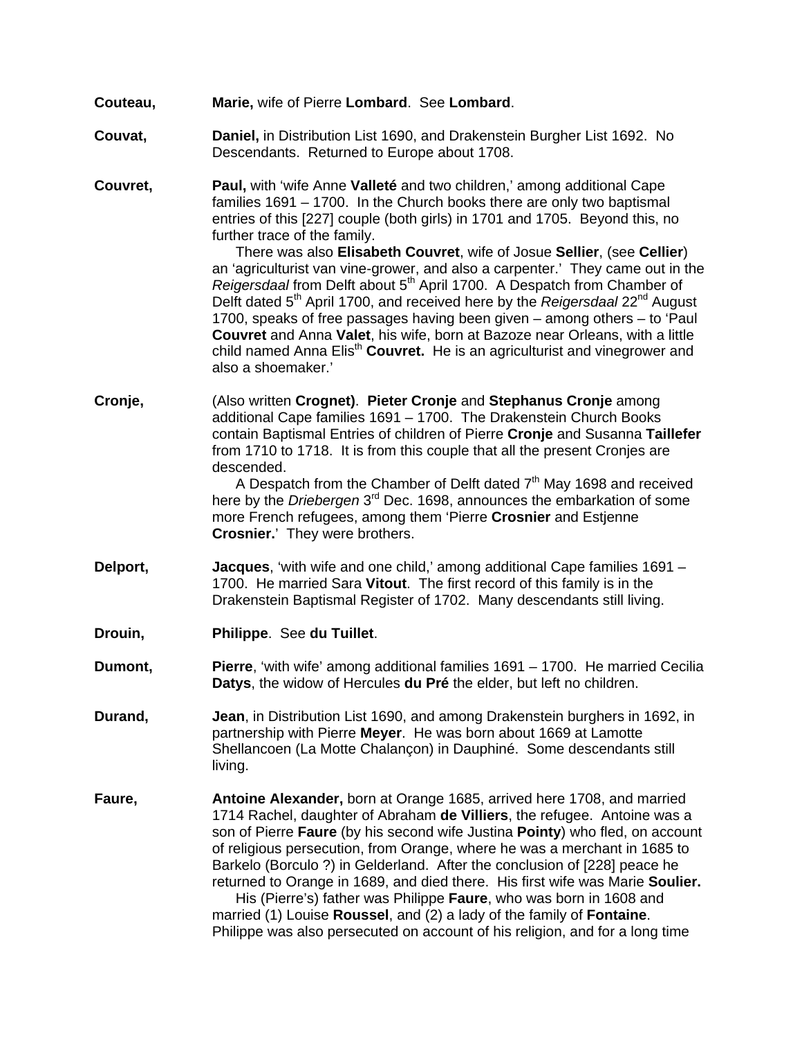**Couteau,** **Marie,** wife of Pierre **Lombard**. See **Lombard**.

**Couvat,** **Daniel,** in Distribution List 1690, and Drakenstein Burgher List 1692. No Descendants. Returned to Europe about 1708.

**Couvret,** **Paul,** with 'wife Anne **Valleté** and two children,' among additional Cape families 1691 – 1700. In the Church books there are only two baptismal entries of this [227] couple (both girls) in 1701 and 1705. Beyond this, no further trace of the family.

There was also **Elisabeth Couvret**, wife of Josue **Sellier**, (see **Cellier**) an 'agriculturist van vine-grower, and also a carpenter.' They came out in the *Reigersdaal* from Delft about 5th April 1700. A Despatch from Chamber of Delft dated 5th April 1700, and received here by the *Reigersdaal* 22nd August 1700, speaks of free passages having been given – among others – to 'Paul **Couvret** and Anna **Valet**, his wife, born at Bazoze near Orleans, with a little child named Anna Elisth **Couvret.** He is an agriculturist and vinegrower and also a shoemaker.'

**Cronje,** (Also written **Crognet)**. **Pieter Cronje** and **Stephanus Cronje** among additional Cape families 1691 – 1700. The Drakenstein Church Books contain Baptismal Entries of children of Pierre **Cronje** and Susanna **Taillefer** from 1710 to 1718. It is from this couple that all the present Cronjes are descended.

A Despatch from the Chamber of Delft dated 7th May 1698 and received here by the *Driebergen* 3rd Dec. 1698, announces the embarkation of some more French refugees, among them 'Pierre **Crosnier** and Estjenne **Crosnier.**' They were brothers.

**Delport,** **Jacques**, 'with wife and one child,' among additional Cape families 1691 – 1700. He married Sara **Vitout**. The first record of this family is in the Drakenstein Baptismal Register of 1702. Many descendants still living.

**Drouin,** **Philippe**. See **du Tuillet**.

**Dumont,** **Pierre**, 'with wife' among additional families 1691 – 1700. He married Cecilia **Datys**, the widow of Hercules **du Pré** the elder, but left no children.

**Durand,** **Jean**, in Distribution List 1690, and among Drakenstein burghers in 1692, in partnership with Pierre **Meyer**. He was born about 1669 at Lamotte Shellancoen (La Motte Chalançon) in Dauphiné. Some descendants still living.

**Faure,** **Antoine Alexander,** born at Orange 1685, arrived here 1708, and married 1714 Rachel, daughter of Abraham **de Villiers**, the refugee. Antoine was a son of Pierre **Faure** (by his second wife Justina **Pointy**) who fled, on account of religious persecution, from Orange, where he was a merchant in 1685 to Barkelo (Borculo ?) in Gelderland. After the conclusion of [228] peace he returned to Orange in 1689, and died there. His first wife was Marie **Soulier.**

His (Pierre's) father was Philippe **Faure**, who was born in 1608 and married (1) Louise **Roussel**, and (2) a lady of the family of **Fontaine**. Philippe was also persecuted on account of his religion, and for a long time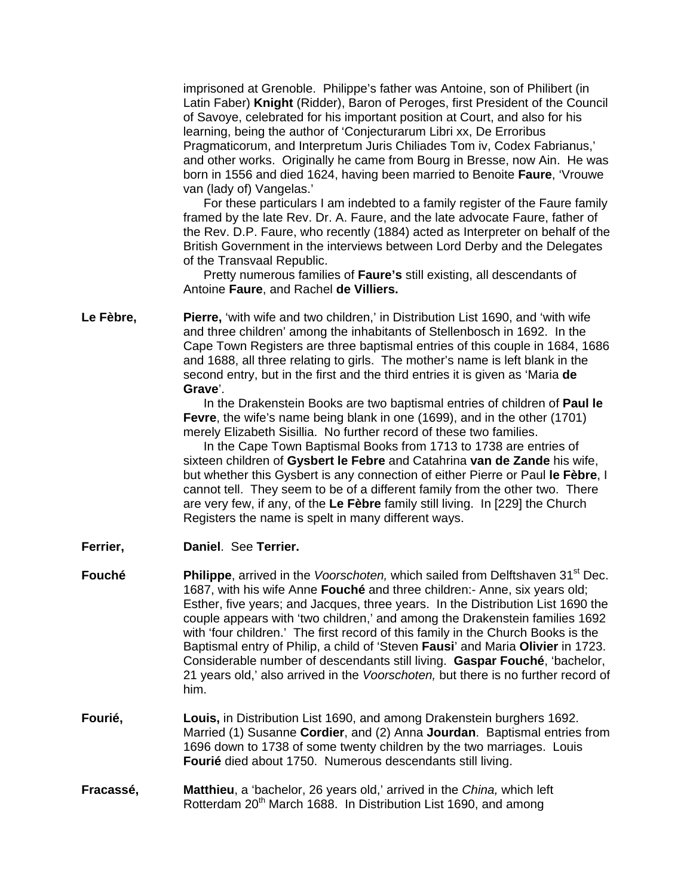imprisoned at Grenoble. Philippe's father was Antoine, son of Philibert (in Latin Faber) **Knight** (Ridder), Baron of Peroges, first President of the Council of Savoye, celebrated for his important position at Court, and also for his learning, being the author of 'Conjecturarum Libri xx, De Erroribus Pragmaticorum, and Interpretum Juris Chiliades Tom iv, Codex Fabrianus,' and other works. Originally he came from Bourg in Bresse, now Ain. He was born in 1556 and died 1624, having been married to Benoite **Faure**, 'Vrouwe van (lady of) Vangelas.'

For these particulars I am indebted to a family register of the Faure family framed by the late Rev. Dr. A. Faure, and the late advocate Faure, father of the Rev. D.P. Faure, who recently (1884) acted as Interpreter on behalf of the British Government in the interviews between Lord Derby and the Delegates of the Transvaal Republic.

Pretty numerous families of **Faure's** still existing, all descendants of Antoine **Faure**, and Rachel **de Villiers.**

**Le Fèbre,** **Pierre,** 'with wife and two children,' in Distribution List 1690, and 'with wife and three children' among the inhabitants of Stellenbosch in 1692. In the Cape Town Registers are three baptismal entries of this couple in 1684, 1686 and 1688, all three relating to girls. The mother's name is left blank in the second entry, but in the first and the third entries it is given as 'Maria **de Grave**'.

In the Drakenstein Books are two baptismal entries of children of **Paul le Fevre**, the wife's name being blank in one (1699), and in the other (1701) merely Elizabeth Sisillia. No further record of these two families.

In the Cape Town Baptismal Books from 1713 to 1738 are entries of sixteen children of **Gysbert le Febre** and Catahrina **van de Zande** his wife, but whether this Gysbert is any connection of either Pierre or Paul **le Fèbre**, I cannot tell. They seem to be of a different family from the other two. There are very few, if any, of the **Le Fèbre** family still living. In [229] the Church Registers the name is spelt in many different ways.

**Ferrier,** **Daniel**. See **Terrier.**

**Fouché** **Philippe**, arrived in the *Voorschoten,* which sailed from Delftshaven 31st Dec. 1687, with his wife Anne **Fouché** and three children:- Anne, six years old; Esther, five years; and Jacques, three years. In the Distribution List 1690 the couple appears with 'two children,' and among the Drakenstein families 1692 with 'four children.' The first record of this family in the Church Books is the Baptismal entry of Philip, a child of 'Steven **Fausi**' and Maria **Olivier** in 1723. Considerable number of descendants still living. **Gaspar Fouché**, 'bachelor, 21 years old,' also arrived in the *Voorschoten,* but there is no further record of him.

**Fourié,** **Louis,** in Distribution List 1690, and among Drakenstein burghers 1692. Married (1) Susanne **Cordier**, and (2) Anna **Jourdan**. Baptismal entries from 1696 down to 1738 of some twenty children by the two marriages. Louis **Fourié** died about 1750. Numerous descendants still living.

**Fracassé,** **Matthieu**, a 'bachelor, 26 years old,' arrived in the *China,* which left Rotterdam 20th March 1688. In Distribution List 1690, and among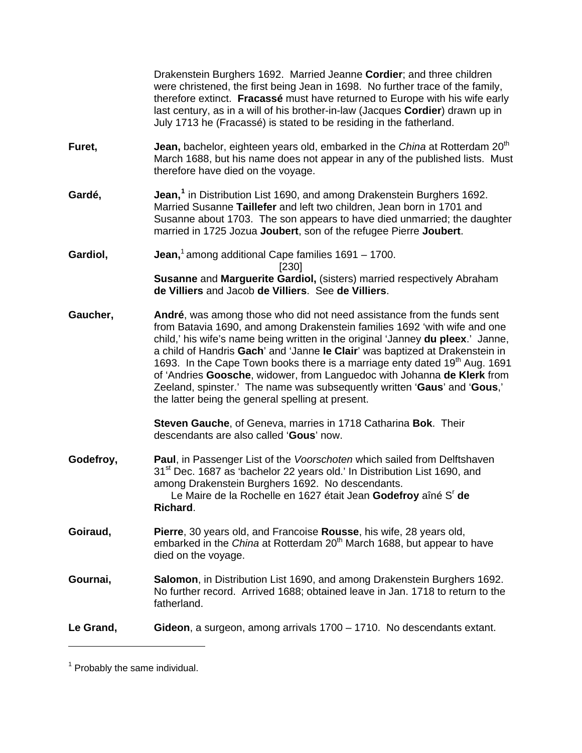Drakenstein Burghers 1692. Married Jeanne **Cordier**; and three children were christened, the first being Jean in 1698. No further trace of the family, therefore extinct. **Fracassé** must have returned to Europe with his wife early last century, as in a will of his brother-in-law (Jacques **Cordier**) drawn up in July 1713 he (Fracassé) is stated to be residing in the fatherland.

**Furet,** **Jean,** bachelor, eighteen years old, embarked in the *China* at Rotterdam 20th March 1688, but his name does not appear in any of the published lists. Must therefore have died on the voyage.

**Gardé,** **Jean,**[1] in Distribution List 1690, and among Drakenstein Burghers 1692. Married Susanne **Taillefer** and left two children, Jean born in 1701 and Susanne about 1703. The son appears to have died unmarried; the daughter married in 1725 Jozua **Joubert**, son of the refugee Pierre **Joubert**.

**Gardiol,** **Jean,**[1] among additional Cape families 1691 – 1700.

[230]

**Susanne** and **Marguerite Gardiol,** (sisters) married respectively Abraham **de Villiers** and Jacob **de Villiers**. See **de Villiers**.

**Gaucher,** **André**, was among those who did not need assistance from the funds sent from Batavia 1690, and among Drakenstein families 1692 'with wife and one child,' his wife's name being written in the original 'Janney **du pleex**.' Janne, a child of Handris **Gach**' and 'Janne **le Clair**' was baptized at Drakenstein in 1693. In the Cape Town books there is a marriage enty dated 19th Aug. 1691 of 'Andries **Goosche**, widower, from Languedoc with Johanna **de Klerk** from Zeeland, spinster.' The name was subsequently written '**Gaus**' and '**Gous**,' the latter being the general spelling at present.

**Steven Gauche**, of Geneva, marries in 1718 Catharina **Bok**. Their descendants are also called '**Gous**' now.

**Godefroy,** **Paul**, in Passenger List of the *Voorschoten* which sailed from Delftshaven 31st Dec. 1687 as 'bachelor 22 years old.' In Distribution List 1690, and among Drakenstein Burghers 1692. No descendants.

Le Maire de la Rochelle en 1627 était Jean **Godefroy** aîné Sr **de Richard**.

**Goiraud,** **Pierre**, 30 years old, and Francoise **Rousse**, his wife, 28 years old, embarked in the *China* at Rotterdam 20th March 1688, but appear to have died on the voyage.

**Gournai,** **Salomon**, in Distribution List 1690, and among Drakenstein Burghers 1692. No further record. Arrived 1688; obtained leave in Jan. 1718 to return to the fatherland.

**Le Grand,** **Gideon**, a surgeon, among arrivals 1700 – 1710. No descendants extant.

---

[1] Probably the same individual.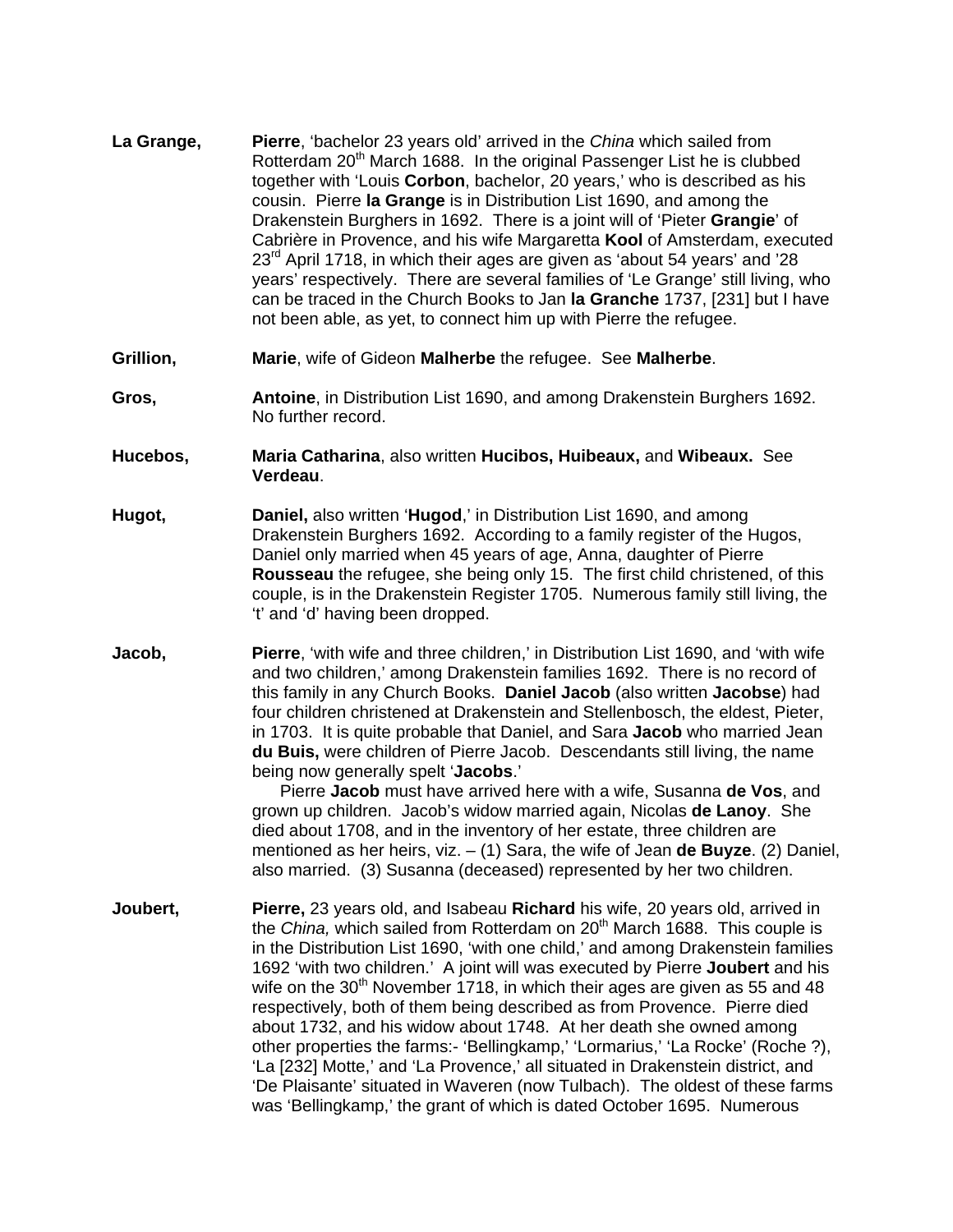**La Grange,** **Pierre**, 'bachelor 23 years old' arrived in the *China* which sailed from Rotterdam 20th March 1688. In the original Passenger List he is clubbed together with 'Louis **Corbon**, bachelor, 20 years,' who is described as his cousin. Pierre **la Grange** is in Distribution List 1690, and among the Drakenstein Burghers in 1692. There is a joint will of 'Pieter **Grangie**' of Cabrière in Provence, and his wife Margaretta **Kool** of Amsterdam, executed 23rd April 1718, in which their ages are given as 'about 54 years' and '28 years' respectively. There are several families of 'Le Grange' still living, who can be traced in the Church Books to Jan **la Granche** 1737, [231] but I have not been able, as yet, to connect him up with Pierre the refugee.

**Grillion,** **Marie**, wife of Gideon **Malherbe** the refugee. See **Malherbe**.

**Gros,** **Antoine**, in Distribution List 1690, and among Drakenstein Burghers 1692. No further record.

**Hucebos,** **Maria Catharina**, also written **Hucibos, Huibeaux,** and **Wibeaux.** See **Verdeau**.

**Hugot,** **Daniel,** also written '**Hugod**,' in Distribution List 1690, and among Drakenstein Burghers 1692. According to a family register of the Hugos, Daniel only married when 45 years of age, Anna, daughter of Pierre **Rousseau** the refugee, she being only 15. The first child christened, of this couple, is in the Drakenstein Register 1705. Numerous family still living, the 't' and 'd' having been dropped.

**Jacob,** **Pierre**, 'with wife and three children,' in Distribution List 1690, and 'with wife and two children,' among Drakenstein families 1692. There is no record of this family in any Church Books. **Daniel Jacob** (also written **Jacobse**) had four children christened at Drakenstein and Stellenbosch, the eldest, Pieter, in 1703. It is quite probable that Daniel, and Sara **Jacob** who married Jean **du Buis,** were children of Pierre Jacob. Descendants still living, the name being now generally spelt '**Jacobs**.'

Pierre **Jacob** must have arrived here with a wife, Susanna **de Vos**, and grown up children. Jacob's widow married again, Nicolas **de Lanoy**. She died about 1708, and in the inventory of her estate, three children are mentioned as her heirs, viz. – (1) Sara, the wife of Jean **de Buyze**. (2) Daniel, also married. (3) Susanna (deceased) represented by her two children.

**Joubert,** **Pierre,** 23 years old, and Isabeau **Richard** his wife, 20 years old, arrived in the *China,* which sailed from Rotterdam on 20th March 1688. This couple is in the Distribution List 1690, 'with one child,' and among Drakenstein families 1692 'with two children.' A joint will was executed by Pierre **Joubert** and his wife on the 30th November 1718, in which their ages are given as 55 and 48 respectively, both of them being described as from Provence. Pierre died about 1732, and his widow about 1748. At her death she owned among other properties the farms:- 'Bellingkamp,' 'Lormarius,' 'La Rocke' (Roche ?), 'La [232] Motte,' and 'La Provence,' all situated in Drakenstein district, and 'De Plaisante' situated in Waveren (now Tulbach). The oldest of these farms was 'Bellingkamp,' the grant of which is dated October 1695. Numerous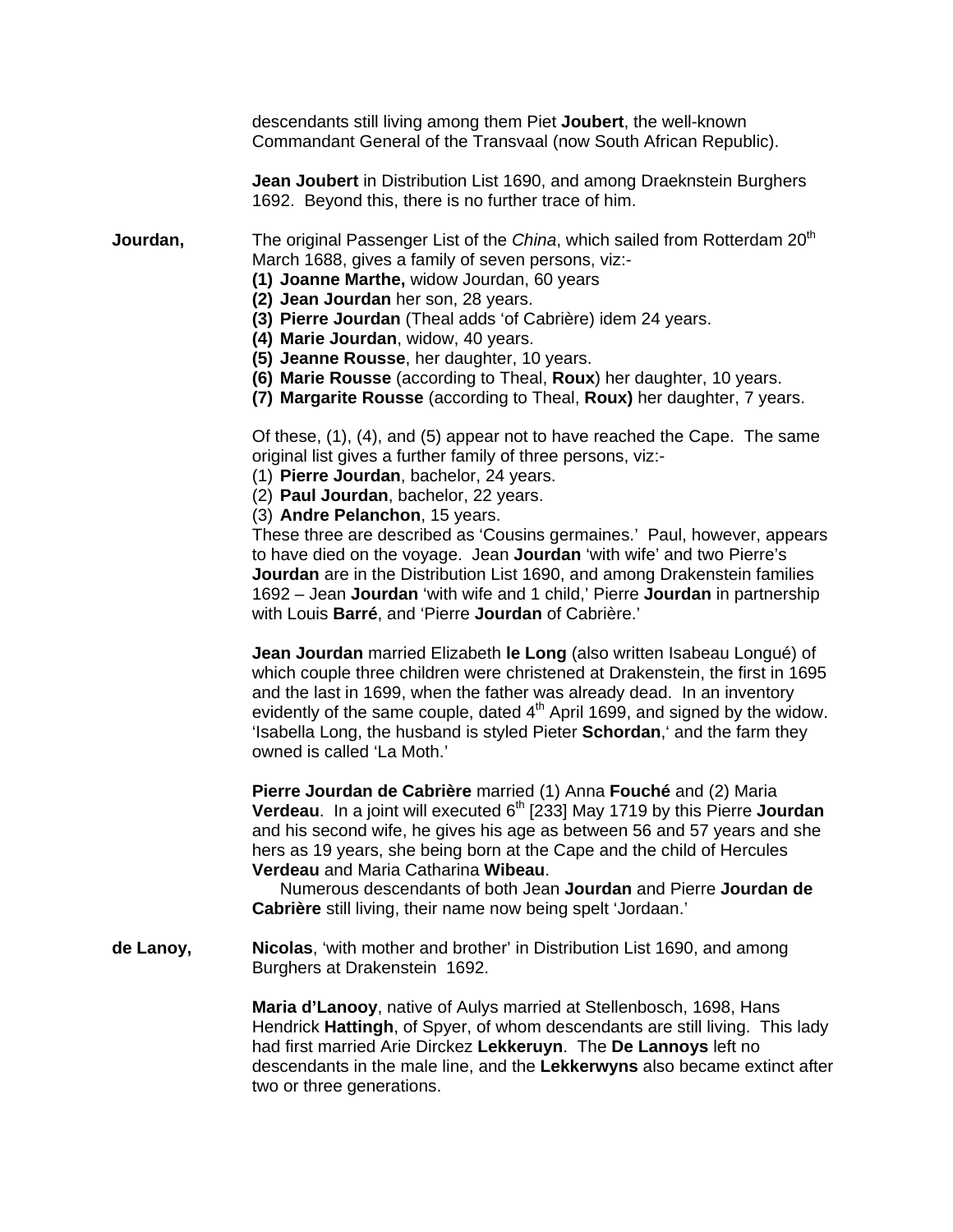descendants still living among them Piet **Joubert**, the well-known Commandant General of the Transvaal (now South African Republic).

**Jean Joubert** in Distribution List 1690, and among Draeknstein Burghers 1692. Beyond this, there is no further trace of him.

**Jourdan,** The original Passenger List of the *China*, which sailed from Rotterdam 20th March 1688, gives a family of seven persons, viz:-

**(1) Joanne Marthe,** widow Jourdan, 60 years
**(2) Jean Jourdan** her son, 28 years.
**(3) Pierre Jourdan** (Theal adds 'of Cabrière) idem 24 years.
**(4) Marie Jourdan**, widow, 40 years.
**(5) Jeanne Rousse**, her daughter, 10 years.
**(6) Marie Rousse** (according to Theal, **Roux**) her daughter, 10 years.
**(7) Margarite Rousse** (according to Theal, **Roux)** her daughter, 7 years.

Of these, (1), (4), and (5) appear not to have reached the Cape. The same original list gives a further family of three persons, viz:-
(1) **Pierre Jourdan**, bachelor, 24 years.
(2) **Paul Jourdan**, bachelor, 22 years.
(3) **Andre Pelanchon**, 15 years.
These three are described as 'Cousins germaines.' Paul, however, appears to have died on the voyage. Jean **Jourdan** 'with wife' and two Pierre's **Jourdan** are in the Distribution List 1690, and among Drakenstein families 1692 – Jean **Jourdan** 'with wife and 1 child,' Pierre **Jourdan** in partnership with Louis **Barré**, and 'Pierre **Jourdan** of Cabrière.'

**Jean Jourdan** married Elizabeth **le Long** (also written Isabeau Longué) of which couple three children were christened at Drakenstein, the first in 1695 and the last in 1699, when the father was already dead. In an inventory evidently of the same couple, dated 4th April 1699, and signed by the widow. 'Isabella Long, the husband is styled Pieter **Schordan**,' and the farm they owned is called 'La Moth.'

**Pierre Jourdan de Cabrière** married (1) Anna **Fouché** and (2) Maria **Verdeau**. In a joint will executed 6th [233] May 1719 by this Pierre **Jourdan** and his second wife, he gives his age as between 56 and 57 years and she hers as 19 years, she being born at the Cape and the child of Hercules **Verdeau** and Maria Catharina **Wibeau**.

Numerous descendants of both Jean **Jourdan** and Pierre **Jourdan de Cabrière** still living, their name now being spelt 'Jordaan.'

**de Lanoy,** **Nicolas**, 'with mother and brother' in Distribution List 1690, and among Burghers at Drakenstein 1692.

**Maria d'Lanooy**, native of Aulys married at Stellenbosch, 1698, Hans Hendrick **Hattingh**, of Spyer, of whom descendants are still living. This lady had first married Arie Dirckez **Lekkeruyn**. The **De Lannoys** left no descendants in the male line, and the **Lekkerwyns** also became extinct after two or three generations.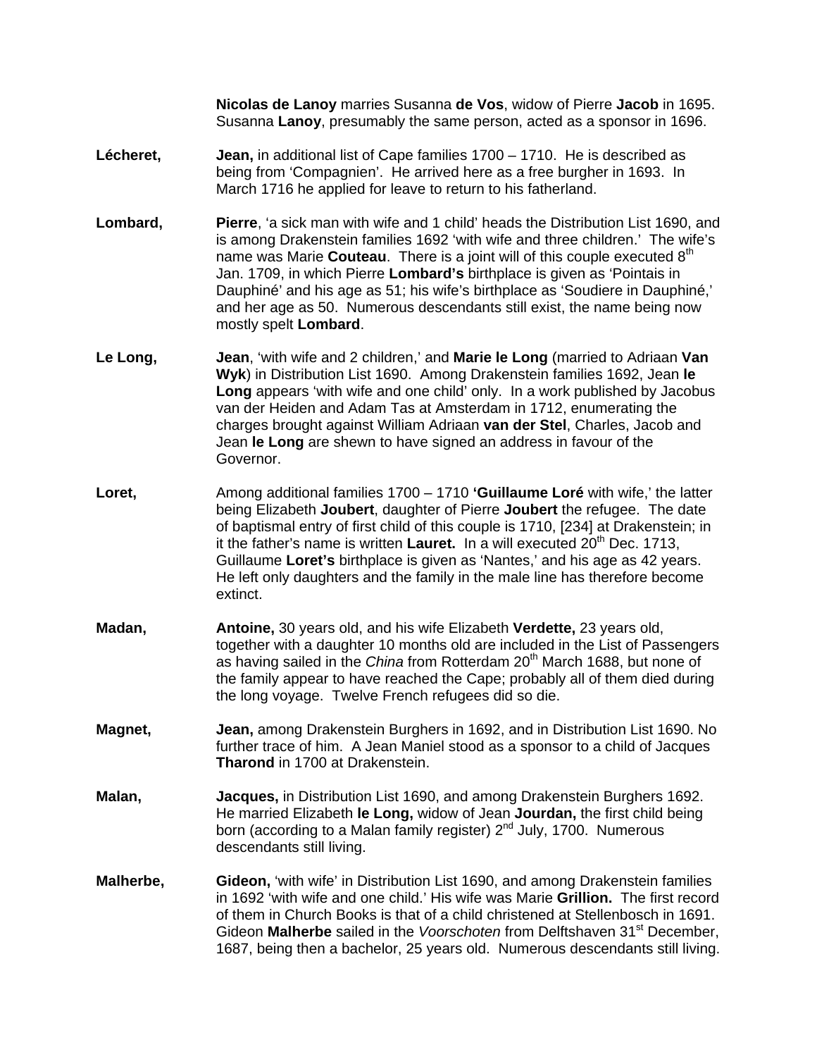**Nicolas de Lanoy** marries Susanna **de Vos**, widow of Pierre **Jacob** in 1695. Susanna **Lanoy**, presumably the same person, acted as a sponsor in 1696.

**Lécheret,** **Jean,** in additional list of Cape families 1700 – 1710. He is described as being from 'Compagnien'. He arrived here as a free burgher in 1693. In March 1716 he applied for leave to return to his fatherland.

**Lombard,** **Pierre**, 'a sick man with wife and 1 child' heads the Distribution List 1690, and is among Drakenstein families 1692 'with wife and three children.' The wife's name was Marie **Couteau**. There is a joint will of this couple executed 8th Jan. 1709, in which Pierre **Lombard's** birthplace is given as 'Pointais in Dauphiné' and his age as 51; his wife's birthplace as 'Soudiere in Dauphiné,' and her age as 50. Numerous descendants still exist, the name being now mostly spelt **Lombard**.

**Le Long,** **Jean**, 'with wife and 2 children,' and **Marie le Long** (married to Adriaan **Van Wyk**) in Distribution List 1690. Among Drakenstein families 1692, Jean **le Long** appears 'with wife and one child' only. In a work published by Jacobus van der Heiden and Adam Tas at Amsterdam in 1712, enumerating the charges brought against William Adriaan **van der Stel**, Charles, Jacob and Jean **le Long** are shewn to have signed an address in favour of the Governor.

**Loret,** Among additional families 1700 – 1710 **'Guillaume Loré** with wife,' the latter being Elizabeth **Joubert**, daughter of Pierre **Joubert** the refugee. The date of baptismal entry of first child of this couple is 1710, [234] at Drakenstein; in it the father's name is written **Lauret.** In a will executed 20th Dec. 1713, Guillaume **Loret's** birthplace is given as 'Nantes,' and his age as 42 years. He left only daughters and the family in the male line has therefore become extinct.

**Madan,** **Antoine,** 30 years old, and his wife Elizabeth **Verdette,** 23 years old, together with a daughter 10 months old are included in the List of Passengers as having sailed in the *China* from Rotterdam 20th March 1688, but none of the family appear to have reached the Cape; probably all of them died during the long voyage. Twelve French refugees did so die.

**Magnet,** **Jean,** among Drakenstein Burghers in 1692, and in Distribution List 1690. No further trace of him. A Jean Maniel stood as a sponsor to a child of Jacques **Tharond** in 1700 at Drakenstein.

**Malan,** **Jacques,** in Distribution List 1690, and among Drakenstein Burghers 1692. He married Elizabeth **le Long,** widow of Jean **Jourdan,** the first child being born (according to a Malan family register) 2nd July, 1700. Numerous descendants still living.

**Malherbe,** **Gideon,** 'with wife' in Distribution List 1690, and among Drakenstein families in 1692 'with wife and one child.' His wife was Marie **Grillion.** The first record of them in Church Books is that of a child christened at Stellenbosch in 1691. Gideon **Malherbe** sailed in the *Voorschoten* from Delftshaven 31st December, 1687, being then a bachelor, 25 years old. Numerous descendants still living.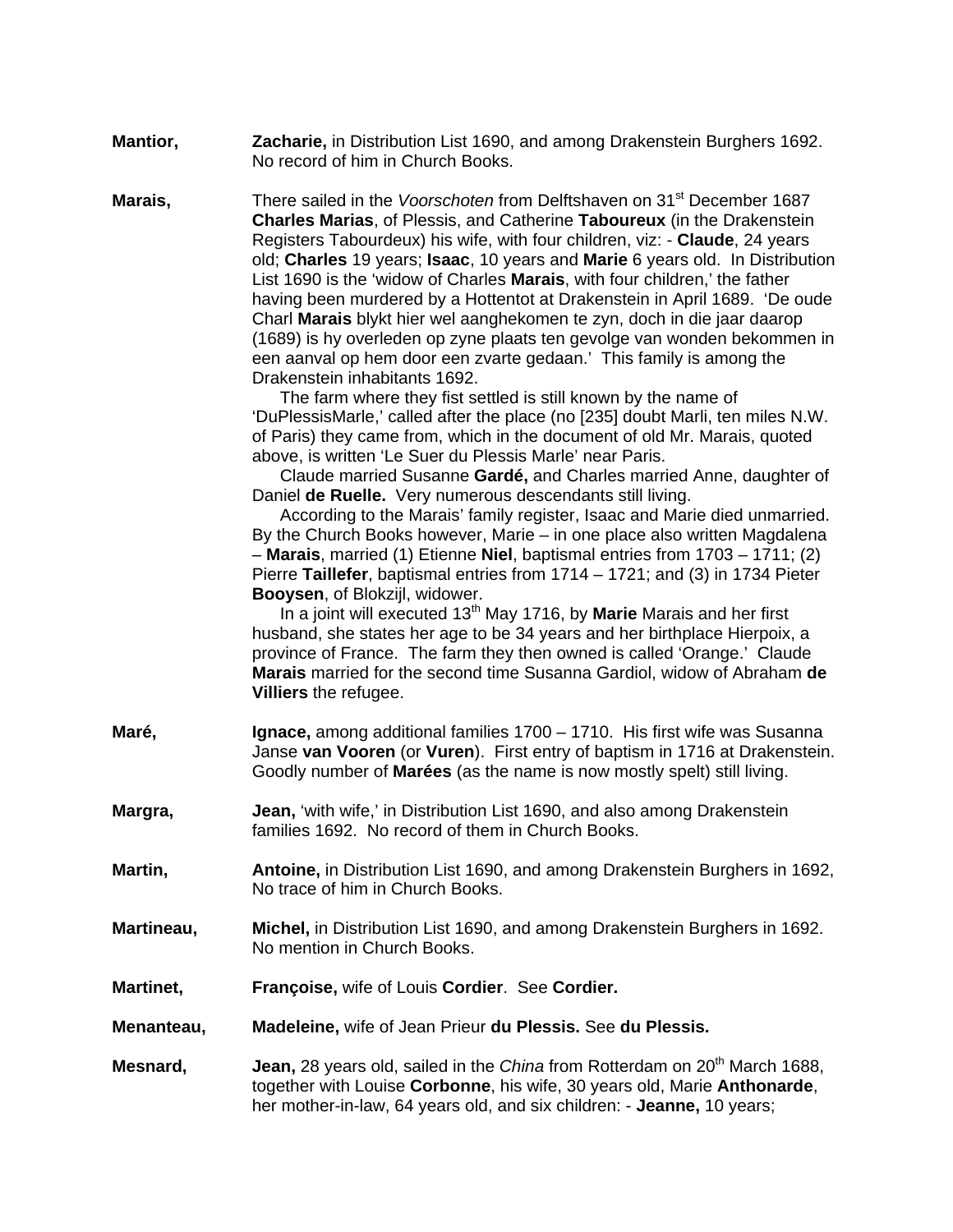**Mantior,** **Zacharie,** in Distribution List 1690, and among Drakenstein Burghers 1692. No record of him in Church Books.

**Marais,** There sailed in the *Voorschoten* from Delftshaven on 31st December 1687 **Charles Marias**, of Plessis, and Catherine **Taboureux** (in the Drakenstein Registers Tabourdeux) his wife, with four children, viz: - **Claude**, 24 years old; **Charles** 19 years; **Isaac**, 10 years and **Marie** 6 years old. In Distribution List 1690 is the 'widow of Charles **Marais**, with four children,' the father having been murdered by a Hottentot at Drakenstein in April 1689. 'De oude Charl **Marais** blykt hier wel aanghekomen te zyn, doch in die jaar daarop (1689) is hy overleden op zyne plaats ten gevolge van wonden bekommen in een aanval op hem door een zvarte gedaan.' This family is among the Drakenstein inhabitants 1692.

The farm where they fist settled is still known by the name of 'DuPlessisMarle,' called after the place (no [235] doubt Marli, ten miles N.W. of Paris) they came from, which in the document of old Mr. Marais, quoted above, is written 'Le Suer du Plessis Marle' near Paris.

Claude married Susanne **Gardé,** and Charles married Anne, daughter of Daniel **de Ruelle.** Very numerous descendants still living.

According to the Marais' family register, Isaac and Marie died unmarried. By the Church Books however, Marie – in one place also written Magdalena – **Marais**, married (1) Etienne **Niel**, baptismal entries from 1703 – 1711; (2) Pierre **Taillefer**, baptismal entries from 1714 – 1721; and (3) in 1734 Pieter **Booysen**, of Blokzijl, widower.

In a joint will executed 13th May 1716, by **Marie** Marais and her first husband, she states her age to be 34 years and her birthplace Hierpoix, a province of France. The farm they then owned is called 'Orange.' Claude **Marais** married for the second time Susanna Gardiol, widow of Abraham **de Villiers** the refugee.

**Maré,** **Ignace,** among additional families 1700 – 1710. His first wife was Susanna Janse **van Vooren** (or **Vuren**). First entry of baptism in 1716 at Drakenstein. Goodly number of **Marées** (as the name is now mostly spelt) still living.

**Margra,** **Jean,** 'with wife,' in Distribution List 1690, and also among Drakenstein families 1692. No record of them in Church Books.

**Martin,** **Antoine,** in Distribution List 1690, and among Drakenstein Burghers in 1692, No trace of him in Church Books.

**Martineau,** **Michel,** in Distribution List 1690, and among Drakenstein Burghers in 1692. No mention in Church Books.

**Martinet,** **Françoise,** wife of Louis **Cordier**. See **Cordier.**

**Menanteau,** **Madeleine,** wife of Jean Prieur **du Plessis.** See **du Plessis.**

**Mesnard,** **Jean,** 28 years old, sailed in the *China* from Rotterdam on 20th March 1688, together with Louise **Corbonne**, his wife, 30 years old, Marie **Anthonarde**, her mother-in-law, 64 years old, and six children: - **Jeanne,** 10 years;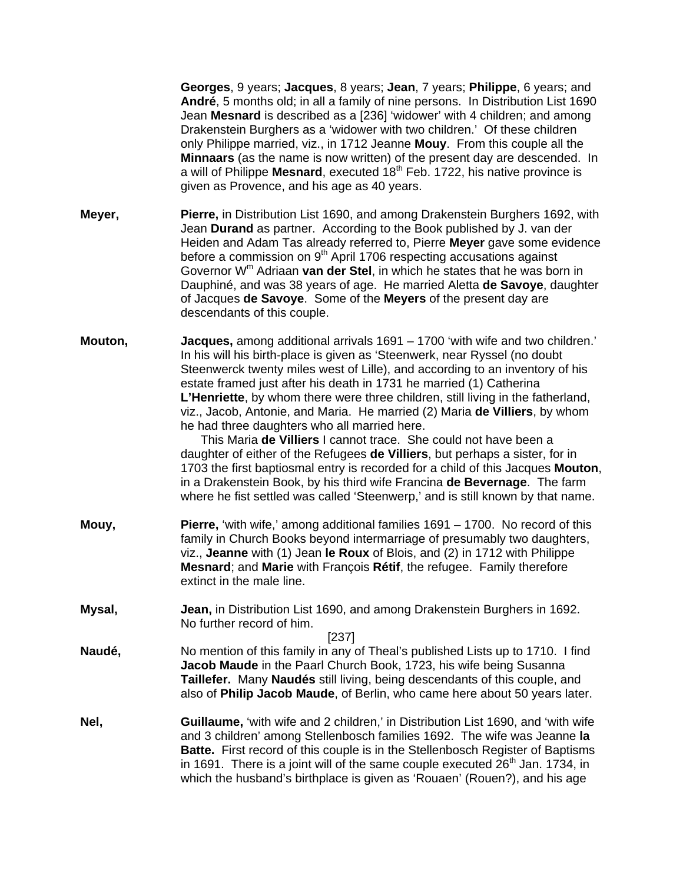**Georges**, 9 years; **Jacques**, 8 years; **Jean**, 7 years; **Philippe**, 6 years; and **André**, 5 months old; in all a family of nine persons. In Distribution List 1690 Jean **Mesnard** is described as a [236] 'widower' with 4 children; and among Drakenstein Burghers as a 'widower with two children.' Of these children only Philippe married, viz., in 1712 Jeanne **Mouy**. From this couple all the **Minnaars** (as the name is now written) of the present day are descended. In a will of Philippe **Mesnard**, executed 18th Feb. 1722, his native province is given as Provence, and his age as 40 years.

**Meyer,** **Pierre,** in Distribution List 1690, and among Drakenstein Burghers 1692, with Jean **Durand** as partner. According to the Book published by J. van der Heiden and Adam Tas already referred to, Pierre **Meyer** gave some evidence before a commission on 9th April 1706 respecting accusations against Governor Wm Adriaan **van der Stel**, in which he states that he was born in Dauphiné, and was 38 years of age. He married Aletta **de Savoye**, daughter of Jacques **de Savoye**. Some of the **Meyers** of the present day are descendants of this couple.

**Mouton,** **Jacques,** among additional arrivals 1691 – 1700 'with wife and two children.' In his will his birth-place is given as 'Steenwerk, near Ryssel (no doubt Steenwerck twenty miles west of Lille), and according to an inventory of his estate framed just after his death in 1731 he married (1) Catherina **L'Henriette**, by whom there were three children, still living in the fatherland, viz., Jacob, Antonie, and Maria. He married (2) Maria **de Villiers**, by whom he had three daughters who all married here.

This Maria **de Villiers** I cannot trace. She could not have been a daughter of either of the Refugees **de Villiers**, but perhaps a sister, for in 1703 the first baptiosmal entry is recorded for a child of this Jacques **Mouton**, in a Drakenstein Book, by his third wife Francina **de Bevernage**. The farm where he fist settled was called 'Steenwerp,' and is still known by that name.

**Mouy,** **Pierre,** 'with wife,' among additional families 1691 – 1700. No record of this family in Church Books beyond intermarriage of presumably two daughters, viz., **Jeanne** with (1) Jean **le Roux** of Blois, and (2) in 1712 with Philippe **Mesnard**; and **Marie** with François **Rétif**, the refugee. Family therefore extinct in the male line.

**Mysal,** **Jean,** in Distribution List 1690, and among Drakenstein Burghers in 1692. No further record of him.

[237]

**Naudé,** No mention of this family in any of Theal's published Lists up to 1710. I find **Jacob Maude** in the Paarl Church Book, 1723, his wife being Susanna **Taillefer.** Many **Naudés** still living, being descendants of this couple, and also of **Philip Jacob Maude**, of Berlin, who came here about 50 years later.

**Nel,** **Guillaume,** 'with wife and 2 children,' in Distribution List 1690, and 'with wife and 3 children' among Stellenbosch families 1692. The wife was Jeanne **la Batte.** First record of this couple is in the Stellenbosch Register of Baptisms in 1691. There is a joint will of the same couple executed 26th Jan. 1734, in which the husband's birthplace is given as 'Rouaen' (Rouen?), and his age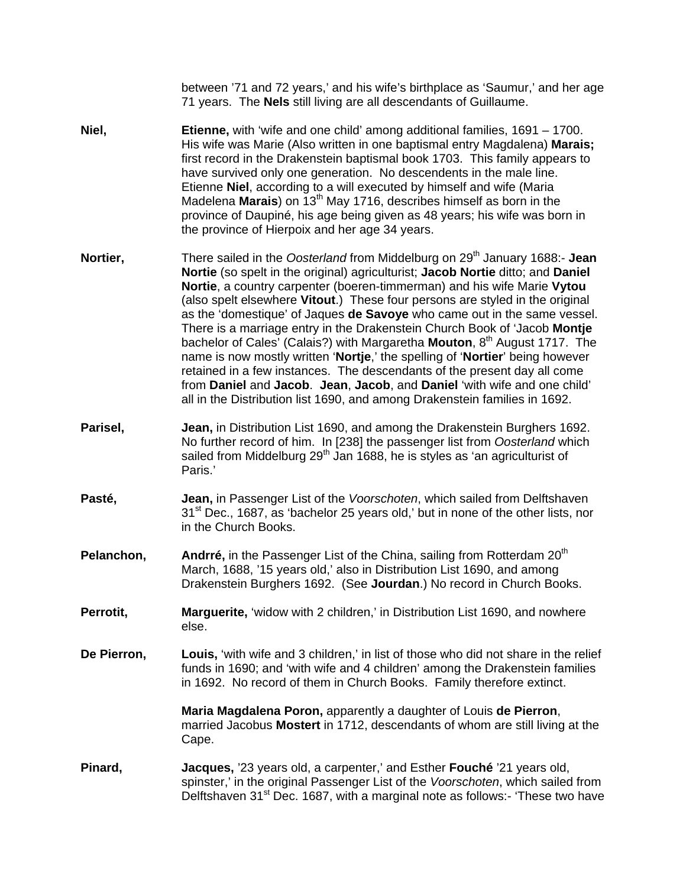between '71 and 72 years,' and his wife's birthplace as 'Saumur,' and her age 71 years. The **Nels** still living are all descendants of Guillaume.

**Niel,** **Etienne,** with 'wife and one child' among additional families, 1691 – 1700. His wife was Marie (Also written in one baptismal entry Magdalena) **Marais;** first record in the Drakenstein baptismal book 1703. This family appears to have survived only one generation. No descendents in the male line. Etienne **Niel**, according to a will executed by himself and wife (Maria Madelena **Marais**) on 13th May 1716, describes himself as born in the province of Daupiné, his age being given as 48 years; his wife was born in the province of Hierpoix and her age 34 years.

**Nortier,** There sailed in the *Oosterland* from Middelburg on 29th January 1688:- **Jean Nortie** (so spelt in the original) agriculturist; **Jacob Nortie** ditto; and **Daniel Nortie**, a country carpenter (boeren-timmerman) and his wife Marie **Vytou** (also spelt elsewhere **Vitout**.) These four persons are styled in the original as the 'domestique' of Jaques **de Savoye** who came out in the same vessel. There is a marriage entry in the Drakenstein Church Book of 'Jacob **Montje** bachelor of Cales' (Calais?) with Margaretha **Mouton**, 8th August 1717. The name is now mostly written '**Nortje**,' the spelling of '**Nortier**' being however retained in a few instances. The descendants of the present day all come from **Daniel** and **Jacob**. **Jean**, **Jacob**, and **Daniel** 'with wife and one child' all in the Distribution list 1690, and among Drakenstein families in 1692.

**Parisel,** **Jean,** in Distribution List 1690, and among the Drakenstein Burghers 1692. No further record of him. In [238] the passenger list from *Oosterland* which sailed from Middelburg 29th Jan 1688, he is styles as 'an agriculturist of Paris.'

**Pasté,** **Jean,** in Passenger List of the *Voorschoten*, which sailed from Delftshaven 31st Dec., 1687, as 'bachelor 25 years old,' but in none of the other lists, nor in the Church Books.

**Pelanchon,** **Andrré,** in the Passenger List of the China, sailing from Rotterdam 20th March, 1688, '15 years old,' also in Distribution List 1690, and among Drakenstein Burghers 1692. (See **Jourdan**.) No record in Church Books.

**Perrotit,** **Marguerite,** 'widow with 2 children,' in Distribution List 1690, and nowhere else.

**De Pierron,** **Louis,** 'with wife and 3 children,' in list of those who did not share in the relief funds in 1690; and 'with wife and 4 children' among the Drakenstein families in 1692. No record of them in Church Books. Family therefore extinct.

**Maria Magdalena Poron,** apparently a daughter of Louis **de Pierron**, married Jacobus **Mostert** in 1712, descendants of whom are still living at the Cape.

**Pinard,** **Jacques,** '23 years old, a carpenter,' and Esther **Fouché** '21 years old, spinster,' in the original Passenger List of the *Voorschoten*, which sailed from Delftshaven 31st Dec. 1687, with a marginal note as follows:- 'These two have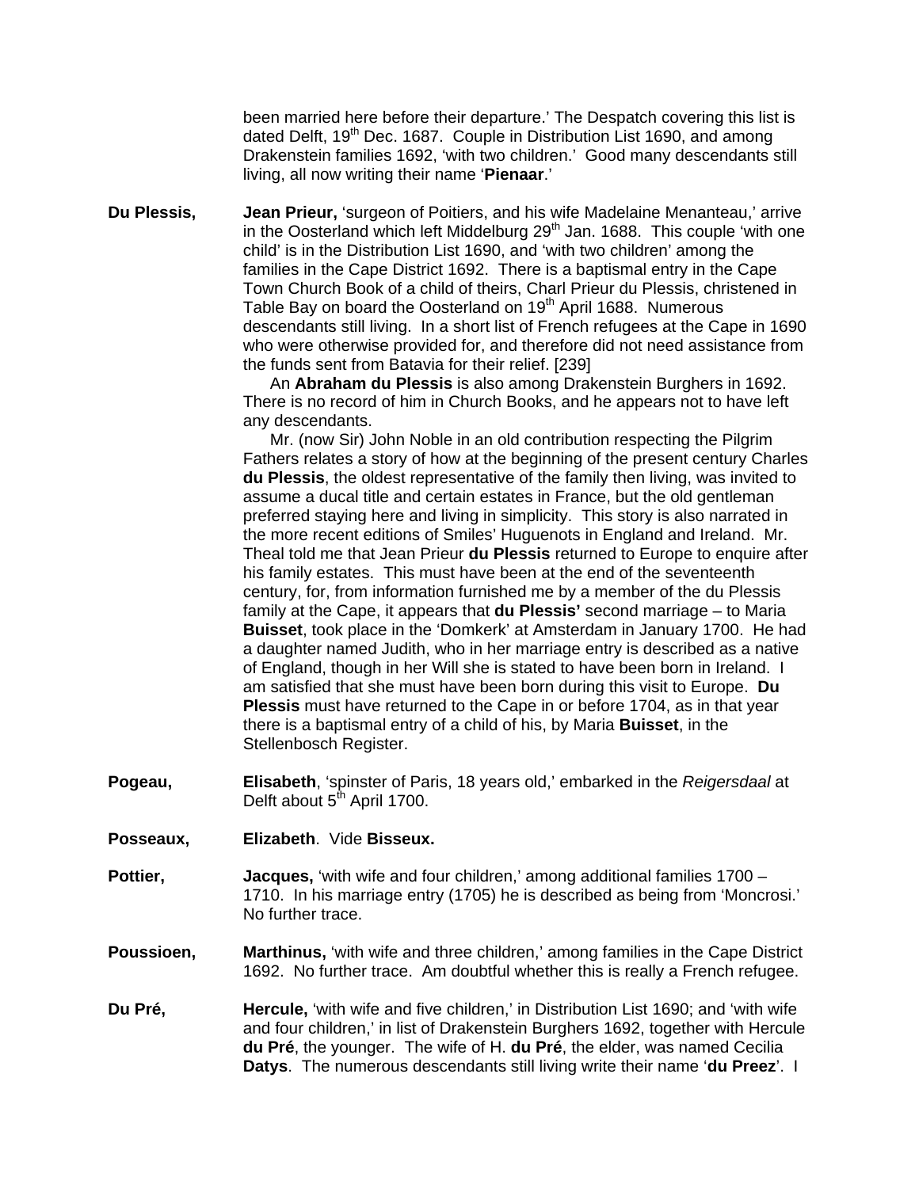been married here before their departure.' The Despatch covering this list is dated Delft, 19th Dec. 1687. Couple in Distribution List 1690, and among Drakenstein families 1692, 'with two children.' Good many descendants still living, all now writing their name '**Pienaar**.'

**Du Plessis,** **Jean Prieur,** 'surgeon of Poitiers, and his wife Madelaine Menanteau,' arrive in the Oosterland which left Middelburg 29th Jan. 1688. This couple 'with one child' is in the Distribution List 1690, and 'with two children' among the families in the Cape District 1692. There is a baptismal entry in the Cape Town Church Book of a child of theirs, Charl Prieur du Plessis, christened in Table Bay on board the Oosterland on 19th April 1688. Numerous descendants still living. In a short list of French refugees at the Cape in 1690 who were otherwise provided for, and therefore did not need assistance from the funds sent from Batavia for their relief. [239]

An **Abraham du Plessis** is also among Drakenstein Burghers in 1692. There is no record of him in Church Books, and he appears not to have left any descendants.

Mr. (now Sir) John Noble in an old contribution respecting the Pilgrim Fathers relates a story of how at the beginning of the present century Charles **du Plessis**, the oldest representative of the family then living, was invited to assume a ducal title and certain estates in France, but the old gentleman preferred staying here and living in simplicity. This story is also narrated in the more recent editions of Smiles' Huguenots in England and Ireland. Mr. Theal told me that Jean Prieur **du Plessis** returned to Europe to enquire after his family estates. This must have been at the end of the seventeenth century, for, from information furnished me by a member of the du Plessis family at the Cape, it appears that **du Plessis'** second marriage – to Maria **Buisset**, took place in the 'Domkerk' at Amsterdam in January 1700. He had a daughter named Judith, who in her marriage entry is described as a native of England, though in her Will she is stated to have been born in Ireland. I am satisfied that she must have been born during this visit to Europe. **Du Plessis** must have returned to the Cape in or before 1704, as in that year there is a baptismal entry of a child of his, by Maria **Buisset**, in the Stellenbosch Register.

**Pogeau,** **Elisabeth**, 'spinster of Paris, 18 years old,' embarked in the *Reigersdaal* at Delft about 5th April 1700.

**Posseaux,** **Elizabeth**. Vide **Bisseux.**

**Pottier,** **Jacques,** 'with wife and four children,' among additional families 1700 – 1710. In his marriage entry (1705) he is described as being from 'Moncrosi.' No further trace.

**Poussioen,** **Marthinus,** 'with wife and three children,' among families in the Cape District 1692. No further trace. Am doubtful whether this is really a French refugee.

**Du Pré,** **Hercule,** 'with wife and five children,' in Distribution List 1690; and 'with wife and four children,' in list of Drakenstein Burghers 1692, together with Hercule **du Pré**, the younger. The wife of H. **du Pré**, the elder, was named Cecilia **Datys**. The numerous descendants still living write their name '**du Preez**'. I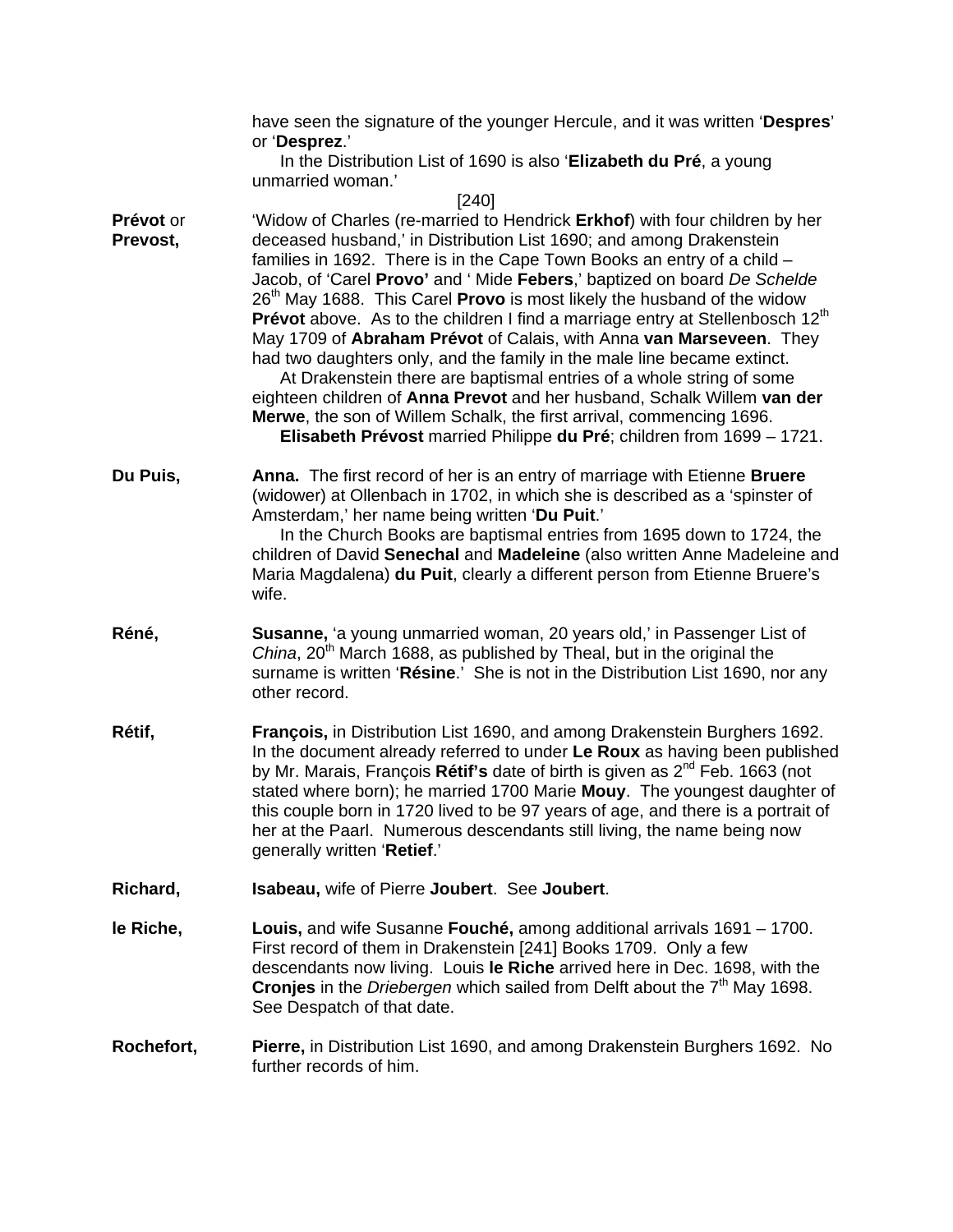have seen the signature of the younger Hercule, and it was written '**Despres**' or '**Desprez**.'

In the Distribution List of 1690 is also '**Elizabeth du Pré**, a young unmarried woman.'

[240]

**Prévot** or **Prevost,** 'Widow of Charles (re-married to Hendrick **Erkhof**) with four children by her deceased husband,' in Distribution List 1690; and among Drakenstein families in 1692. There is in the Cape Town Books an entry of a child – Jacob, of 'Carel **Provo'** and ' Mide **Febers**,' baptized on board *De Schelde* 26th May 1688. This Carel **Provo** is most likely the husband of the widow **Prévot** above. As to the children I find a marriage entry at Stellenbosch 12th May 1709 of **Abraham Prévot** of Calais, with Anna **van Marseveen**. They had two daughters only, and the family in the male line became extinct.

At Drakenstein there are baptismal entries of a whole string of some eighteen children of **Anna Prevot** and her husband, Schalk Willem **van der Merwe**, the son of Willem Schalk, the first arrival, commencing 1696.

**Elisabeth Prévost** married Philippe **du Pré**; children from 1699 – 1721.

**Du Puis,** **Anna.** The first record of her is an entry of marriage with Etienne **Bruere** (widower) at Ollenbach in 1702, in which she is described as a 'spinster of Amsterdam,' her name being written '**Du Puit**.'

In the Church Books are baptismal entries from 1695 down to 1724, the children of David **Senechal** and **Madeleine** (also written Anne Madeleine and Maria Magdalena) **du Puit**, clearly a different person from Etienne Bruere's wife.

**Réné,** **Susanne,** 'a young unmarried woman, 20 years old,' in Passenger List of *China*, 20th March 1688, as published by Theal, but in the original the surname is written '**Résine**.' She is not in the Distribution List 1690, nor any other record.

**Rétif,** **François,** in Distribution List 1690, and among Drakenstein Burghers 1692. In the document already referred to under **Le Roux** as having been published by Mr. Marais, François **Rétif's** date of birth is given as 2nd Feb. 1663 (not stated where born); he married 1700 Marie **Mouy**. The youngest daughter of this couple born in 1720 lived to be 97 years of age, and there is a portrait of her at the Paarl. Numerous descendants still living, the name being now generally written '**Retief**.'

**Richard,** **Isabeau,** wife of Pierre **Joubert**. See **Joubert**.

**le Riche,** **Louis,** and wife Susanne **Fouché,** among additional arrivals 1691 – 1700. First record of them in Drakenstein [241] Books 1709. Only a few descendants now living. Louis **le Riche** arrived here in Dec. 1698, with the **Cronjes** in the *Driebergen* which sailed from Delft about the 7th May 1698. See Despatch of that date.

**Rochefort,** **Pierre,** in Distribution List 1690, and among Drakenstein Burghers 1692. No further records of him.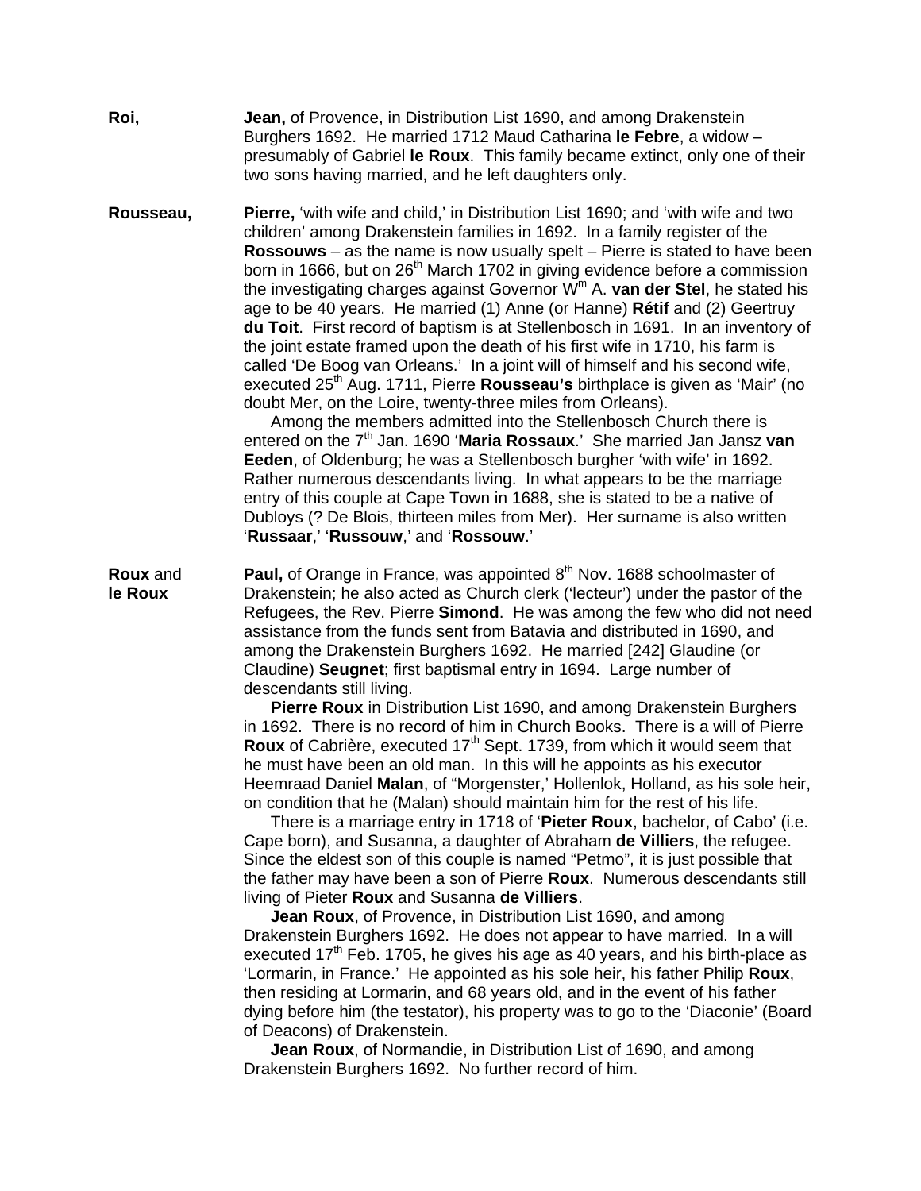**Roi,** **Jean,** of Provence, in Distribution List 1690, and among Drakenstein Burghers 1692. He married 1712 Maud Catharina **le Febre**, a widow – presumably of Gabriel **le Roux**. This family became extinct, only one of their two sons having married, and he left daughters only.

**Rousseau,** **Pierre,** 'with wife and child,' in Distribution List 1690; and 'with wife and two children' among Drakenstein families in 1692. In a family register of the **Rossouws** – as the name is now usually spelt – Pierre is stated to have been born in 1666, but on 26th March 1702 in giving evidence before a commission the investigating charges against Governor W^m A. **van der Stel**, he stated his age to be 40 years. He married (1) Anne (or Hanne) **Rétif** and (2) Geertruy **du Toit**. First record of baptism is at Stellenbosch in 1691. In an inventory of the joint estate framed upon the death of his first wife in 1710, his farm is called 'De Boog van Orleans.' In a joint will of himself and his second wife, executed 25th Aug. 1711, Pierre **Rousseau's** birthplace is given as 'Mair' (no doubt Mer, on the Loire, twenty-three miles from Orleans).

Among the members admitted into the Stellenbosch Church there is entered on the 7th Jan. 1690 '**Maria Rossaux**.' She married Jan Jansz **van Eeden**, of Oldenburg; he was a Stellenbosch burgher 'with wife' in 1692. Rather numerous descendants living. In what appears to be the marriage entry of this couple at Cape Town in 1688, she is stated to be a native of Dubloys (? De Blois, thirteen miles from Mer). Her surname is also written '**Russaar**,' '**Russouw**,' and '**Rossouw**.'

**Roux** and **le Roux** **Paul,** of Orange in France, was appointed 8th Nov. 1688 schoolmaster of Drakenstein; he also acted as Church clerk ('lecteur') under the pastor of the Refugees, the Rev. Pierre **Simond**. He was among the few who did not need assistance from the funds sent from Batavia and distributed in 1690, and among the Drakenstein Burghers 1692. He married [242] Glaudine (or Claudine) **Seugnet**; first baptismal entry in 1694. Large number of descendants still living.

**Pierre Roux** in Distribution List 1690, and among Drakenstein Burghers in 1692. There is no record of him in Church Books. There is a will of Pierre **Roux** of Cabrière, executed 17th Sept. 1739, from which it would seem that he must have been an old man. In this will he appoints as his executor Heemraad Daniel **Malan**, of "Morgenster,' Hollenlok, Holland, as his sole heir, on condition that he (Malan) should maintain him for the rest of his life.

There is a marriage entry in 1718 of '**Pieter Roux**, bachelor, of Cabo' (i.e. Cape born), and Susanna, a daughter of Abraham **de Villiers**, the refugee. Since the eldest son of this couple is named "Petmo", it is just possible that the father may have been a son of Pierre **Roux**. Numerous descendants still living of Pieter **Roux** and Susanna **de Villiers**.

**Jean Roux**, of Provence, in Distribution List 1690, and among Drakenstein Burghers 1692. He does not appear to have married. In a will executed 17th Feb. 1705, he gives his age as 40 years, and his birth-place as 'Lormarin, in France.' He appointed as his sole heir, his father Philip **Roux**, then residing at Lormarin, and 68 years old, and in the event of his father dying before him (the testator), his property was to go to the 'Diaconie' (Board of Deacons) of Drakenstein.

**Jean Roux**, of Normandie, in Distribution List of 1690, and among Drakenstein Burghers 1692. No further record of him.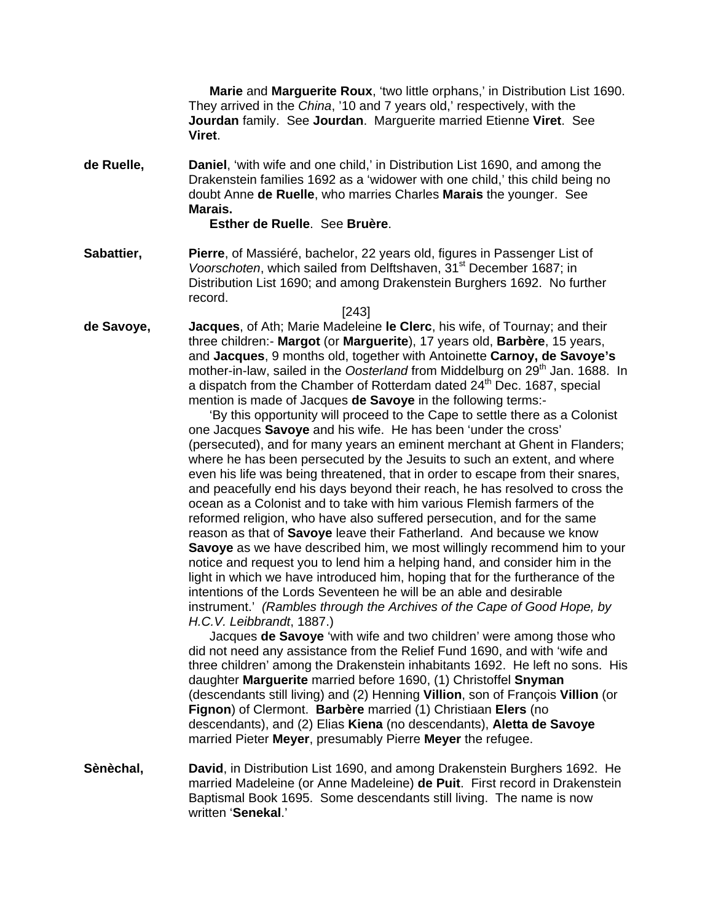**Marie** and **Marguerite Roux**, 'two little orphans,' in Distribution List 1690. They arrived in the *China*, '10 and 7 years old,' respectively, with the **Jourdan** family. See **Jourdan**. Marguerite married Etienne **Viret**. See **Viret**.

**de Ruelle,** **Daniel**, 'with wife and one child,' in Distribution List 1690, and among the Drakenstein families 1692 as a 'widower with one child,' this child being no doubt Anne **de Ruelle**, who marries Charles **Marais** the younger. See **Marais.**

**Esther de Ruelle**. See **Bruère**.

**Sabattier,** **Pierre**, of Massiéré, bachelor, 22 years old, figures in Passenger List of *Voorschoten*, which sailed from Delftshaven, 31st December 1687; in Distribution List 1690; and among Drakenstein Burghers 1692. No further record.

[243]

**de Savoye,** **Jacques**, of Ath; Marie Madeleine **le Clerc**, his wife, of Tournay; and their three children:- **Margot** (or **Marguerite**), 17 years old, **Barbère**, 15 years, and **Jacques**, 9 months old, together with Antoinette **Carnoy, de Savoye's** mother-in-law, sailed in the *Oosterland* from Middelburg on 29th Jan. 1688. In a dispatch from the Chamber of Rotterdam dated 24th Dec. 1687, special mention is made of Jacques **de Savoye** in the following terms:-

'By this opportunity will proceed to the Cape to settle there as a Colonist one Jacques **Savoye** and his wife. He has been 'under the cross' (persecuted), and for many years an eminent merchant at Ghent in Flanders; where he has been persecuted by the Jesuits to such an extent, and where even his life was being threatened, that in order to escape from their snares, and peacefully end his days beyond their reach, he has resolved to cross the ocean as a Colonist and to take with him various Flemish farmers of the reformed religion, who have also suffered persecution, and for the same reason as that of **Savoye** leave their Fatherland. And because we know **Savoye** as we have described him, we most willingly recommend him to your notice and request you to lend him a helping hand, and consider him in the light in which we have introduced him, hoping that for the furtherance of the intentions of the Lords Seventeen he will be an able and desirable instrument.' *(Rambles through the Archives of the Cape of Good Hope, by H.C.V. Leibbrandt*, 1887.)

Jacques **de Savoye** 'with wife and two children' were among those who did not need any assistance from the Relief Fund 1690, and with 'wife and three children' among the Drakenstein inhabitants 1692. He left no sons. His daughter **Marguerite** married before 1690, (1) Christoffel **Snyman** (descendants still living) and (2) Henning **Villion**, son of François **Villion** (or **Fignon**) of Clermont. **Barbère** married (1) Christiaan **Elers** (no descendants), and (2) Elias **Kiena** (no descendants), **Aletta de Savoye** married Pieter **Meyer**, presumably Pierre **Meyer** the refugee.

**Sènèchal,** **David**, in Distribution List 1690, and among Drakenstein Burghers 1692. He married Madeleine (or Anne Madeleine) **de Puit**. First record in Drakenstein Baptismal Book 1695. Some descendants still living. The name is now written '**Senekal**.'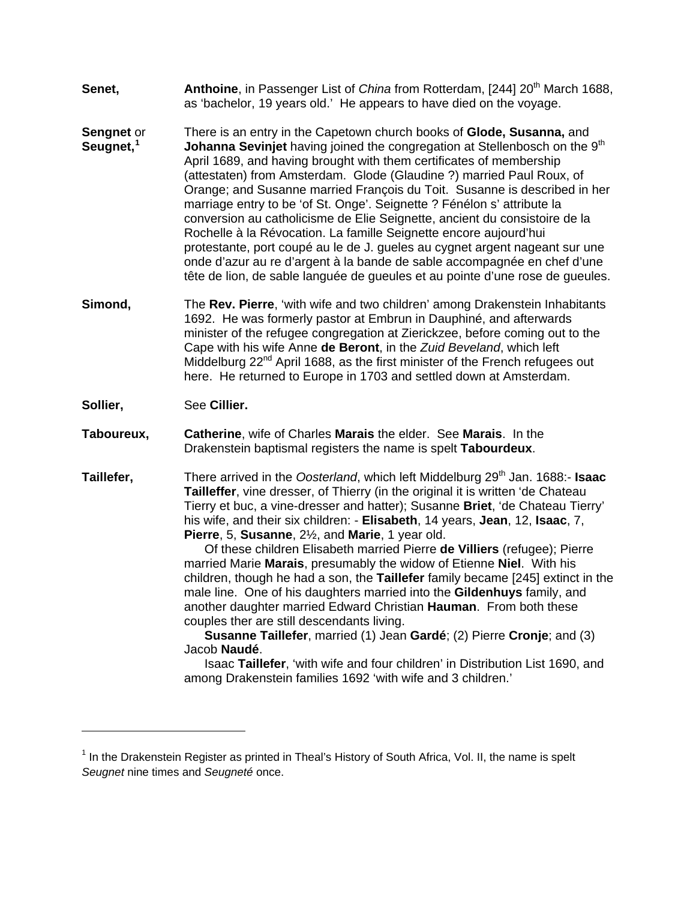**Senet,** **Anthoine**, in Passenger List of *China* from Rotterdam, [244] 20th March 1688, as 'bachelor, 19 years old.' He appears to have died on the voyage.

**Sengnet** or **Seugnet,**[1] There is an entry in the Capetown church books of **Glode, Susanna,** and **Johanna Sevinjet** having joined the congregation at Stellenbosch on the 9th April 1689, and having brought with them certificates of membership (attestaten) from Amsterdam. Glode (Glaudine ?) married Paul Roux, of Orange; and Susanne married François du Toit. Susanne is described in her marriage entry to be 'of St. Onge'. Seignette ? Fénélon s' attribute la conversion au catholicisme de Elie Seignette, ancient du consistoire de la Rochelle à la Révocation. La famille Seignette encore aujourd'hui protestante, port coupé au le de J. gueles au cygnet argent nageant sur une onde d'azur au re d'argent à la bande de sable accompagnée en chef d'une tête de lion, de sable languée de gueules et au pointe d'une rose de gueules.

**Simond,** The **Rev. Pierre**, 'with wife and two children' among Drakenstein Inhabitants 1692. He was formerly pastor at Embrun in Dauphiné, and afterwards minister of the refugee congregation at Zierickzee, before coming out to the Cape with his wife Anne **de Beront**, in the *Zuid Beveland*, which left Middelburg 22nd April 1688, as the first minister of the French refugees out here. He returned to Europe in 1703 and settled down at Amsterdam.

**Sollier,** See **Cillier.**

**Taboureux,** **Catherine**, wife of Charles **Marais** the elder. See **Marais**. In the Drakenstein baptismal registers the name is spelt **Tabourdeux**.

**Taillefer,** There arrived in the *Oosterland*, which left Middelburg 29th Jan. 1688:- **Isaac Tailleffer**, vine dresser, of Thierry (in the original it is written 'de Chateau Tierry et buc, a vine-dresser and hatter); Susanne **Briet**, 'de Chateau Tierry' his wife, and their six children: - **Elisabeth**, 14 years, **Jean**, 12, **Isaac**, 7, **Pierre**, 5, **Susanne**, 2½, and **Marie**, 1 year old.

Of these children Elisabeth married Pierre **de Villiers** (refugee); Pierre married Marie **Marais**, presumably the widow of Etienne **Niel**. With his children, though he had a son, the **Taillefer** family became [245] extinct in the male line. One of his daughters married into the **Gildenhuys** family, and another daughter married Edward Christian **Hauman**. From both these couples ther are still descendants living.

**Susanne Taillefer**, married (1) Jean **Gardé**; (2) Pierre **Cronje**; and (3) Jacob **Naudé**.

Isaac **Taillefer**, 'with wife and four children' in Distribution List 1690, and among Drakenstein families 1692 'with wife and 3 children.'

---

[1] In the Drakenstein Register as printed in Theal's History of South Africa, Vol. II, the name is spelt *Seugnet* nine times and *Seugneté* once.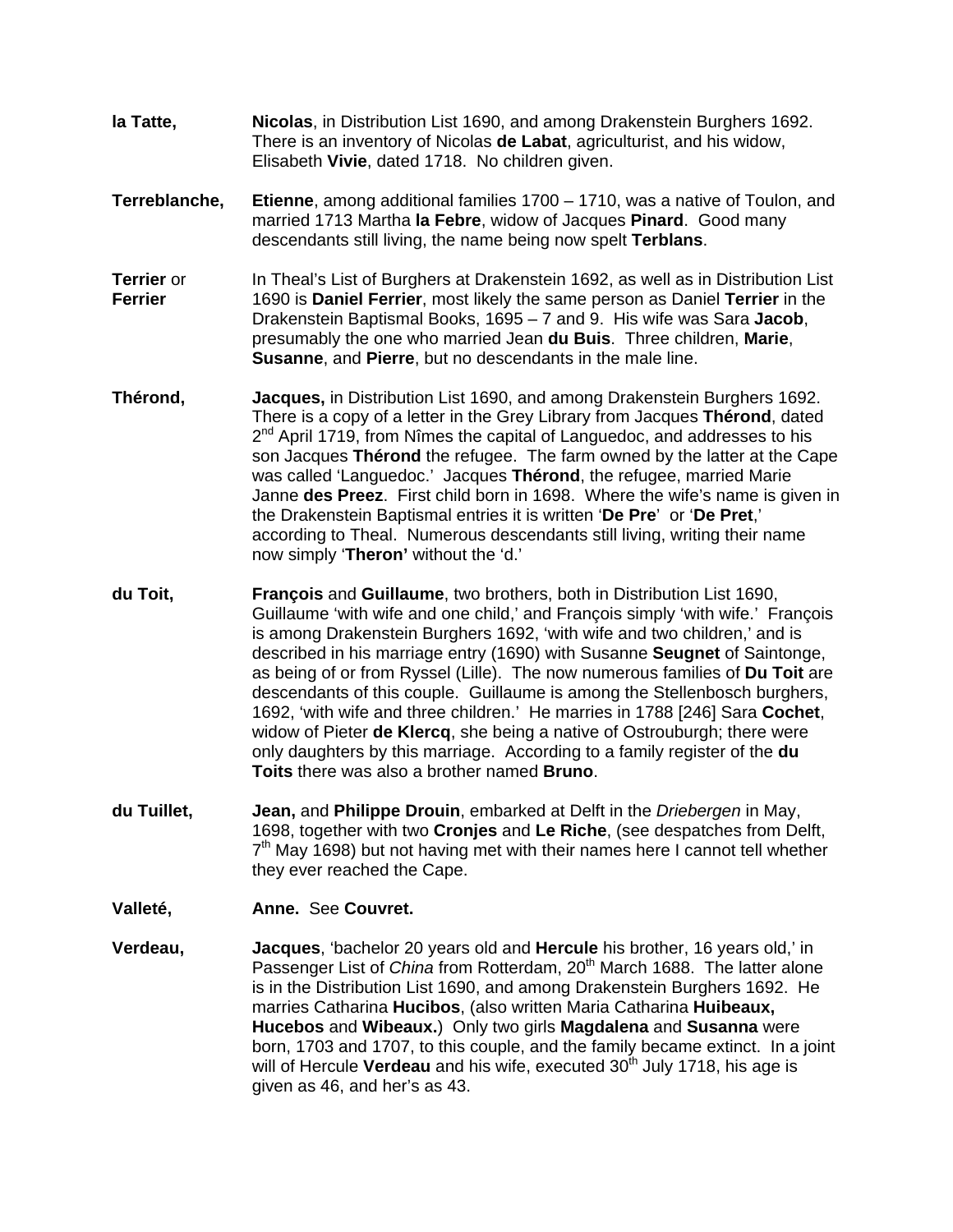**la Tatte,** **Nicolas**, in Distribution List 1690, and among Drakenstein Burghers 1692. There is an inventory of Nicolas **de Labat**, agriculturist, and his widow, Elisabeth **Vivie**, dated 1718. No children given.

**Terreblanche,** **Etienne**, among additional families 1700 – 1710, was a native of Toulon, and married 1713 Martha **la Febre**, widow of Jacques **Pinard**. Good many descendants still living, the name being now spelt **Terblans**.

**Terrier** or **Ferrier** In Theal's List of Burghers at Drakenstein 1692, as well as in Distribution List 1690 is **Daniel Ferrier**, most likely the same person as Daniel **Terrier** in the Drakenstein Baptismal Books, 1695 – 7 and 9. His wife was Sara **Jacob**, presumably the one who married Jean **du Buis**. Three children, **Marie**, **Susanne**, and **Pierre**, but no descendants in the male line.

**Thérond,** **Jacques,** in Distribution List 1690, and among Drakenstein Burghers 1692. There is a copy of a letter in the Grey Library from Jacques **Thérond**, dated 2nd April 1719, from Nîmes the capital of Languedoc, and addresses to his son Jacques **Thérond** the refugee. The farm owned by the latter at the Cape was called 'Languedoc.' Jacques **Thérond**, the refugee, married Marie Janne **des Preez**. First child born in 1698. Where the wife's name is given in the Drakenstein Baptismal entries it is written '**De Pre**' or '**De Pret**,' according to Theal. Numerous descendants still living, writing their name now simply '**Theron'** without the 'd.'

**du Toit,** **François** and **Guillaume**, two brothers, both in Distribution List 1690, Guillaume 'with wife and one child,' and François simply 'with wife.' François is among Drakenstein Burghers 1692, 'with wife and two children,' and is described in his marriage entry (1690) with Susanne **Seugnet** of Saintonge, as being of or from Ryssel (Lille). The now numerous families of **Du Toit** are descendants of this couple. Guillaume is among the Stellenbosch burghers, 1692, 'with wife and three children.' He marries in 1788 [246] Sara **Cochet**, widow of Pieter **de Klercq**, she being a native of Ostrouburgh; there were only daughters by this marriage. According to a family register of the **du Toits** there was also a brother named **Bruno**.

**du Tuillet,** **Jean,** and **Philippe Drouin**, embarked at Delft in the *Driebergen* in May, 1698, together with two **Cronjes** and **Le Riche**, (see despatches from Delft, 7th May 1698) but not having met with their names here I cannot tell whether they ever reached the Cape.

**Valleté,** **Anne.** See **Couvret.**

**Verdeau,** **Jacques**, 'bachelor 20 years old and **Hercule** his brother, 16 years old,' in Passenger List of *China* from Rotterdam, 20th March 1688. The latter alone is in the Distribution List 1690, and among Drakenstein Burghers 1692. He marries Catharina **Hucibos**, (also written Maria Catharina **Huibeaux, Hucebos** and **Wibeaux.**) Only two girls **Magdalena** and **Susanna** were born, 1703 and 1707, to this couple, and the family became extinct. In a joint will of Hercule **Verdeau** and his wife, executed 30th July 1718, his age is given as 46, and her's as 43.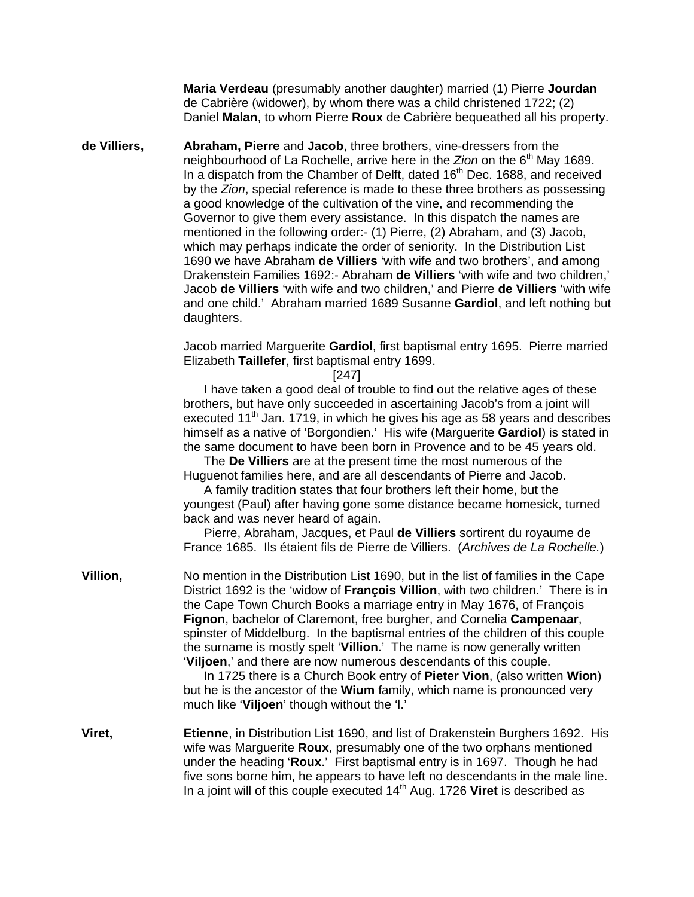**Maria Verdeau** (presumably another daughter) married (1) Pierre **Jourdan** de Cabrière (widower), by whom there was a child christened 1722; (2) Daniel **Malan**, to whom Pierre **Roux** de Cabrière bequeathed all his property.

**de Villiers,** **Abraham, Pierre** and **Jacob**, three brothers, vine-dressers from the neighbourhood of La Rochelle, arrive here in the *Zion* on the 6th May 1689. In a dispatch from the Chamber of Delft, dated 16th Dec. 1688, and received by the *Zion*, special reference is made to these three brothers as possessing a good knowledge of the cultivation of the vine, and recommending the Governor to give them every assistance. In this dispatch the names are mentioned in the following order:- (1) Pierre, (2) Abraham, and (3) Jacob, which may perhaps indicate the order of seniority. In the Distribution List 1690 we have Abraham **de Villiers** 'with wife and two brothers', and among Drakenstein Families 1692:- Abraham **de Villiers** 'with wife and two children,' Jacob **de Villiers** 'with wife and two children,' and Pierre **de Villiers** 'with wife and one child.' Abraham married 1689 Susanne **Gardiol**, and left nothing but daughters.

Jacob married Marguerite **Gardiol**, first baptismal entry 1695. Pierre married Elizabeth **Taillefer**, first baptismal entry 1699.

[247]

I have taken a good deal of trouble to find out the relative ages of these brothers, but have only succeeded in ascertaining Jacob's from a joint will executed 11th Jan. 1719, in which he gives his age as 58 years and describes himself as a native of 'Borgondien.' His wife (Marguerite **Gardiol**) is stated in the same document to have been born in Provence and to be 45 years old.

The **De Villiers** are at the present time the most numerous of the Huguenot families here, and are all descendants of Pierre and Jacob.

A family tradition states that four brothers left their home, but the youngest (Paul) after having gone some distance became homesick, turned back and was never heard of again.

Pierre, Abraham, Jacques, et Paul **de Villiers** sortirent du royaume de France 1685. Ils étaient fils de Pierre de Villiers. (*Archives de La Rochelle.*)

**Villion,** No mention in the Distribution List 1690, but in the list of families in the Cape District 1692 is the 'widow of **François Villion**, with two children.' There is in the Cape Town Church Books a marriage entry in May 1676, of François **Fignon**, bachelor of Claremont, free burgher, and Cornelia **Campenaar**, spinster of Middelburg. In the baptismal entries of the children of this couple the surname is mostly spelt '**Villion**.' The name is now generally written '**Viljoen**,' and there are now numerous descendants of this couple.

In 1725 there is a Church Book entry of **Pieter Vion**, (also written **Wion**) but he is the ancestor of the **Wium** family, which name is pronounced very much like '**Viljoen**' though without the 'l.'

**Viret,** **Etienne**, in Distribution List 1690, and list of Drakenstein Burghers 1692. His wife was Marguerite **Roux**, presumably one of the two orphans mentioned under the heading '**Roux**.' First baptismal entry is in 1697. Though he had five sons borne him, he appears to have left no descendants in the male line. In a joint will of this couple executed 14th Aug. 1726 **Viret** is described as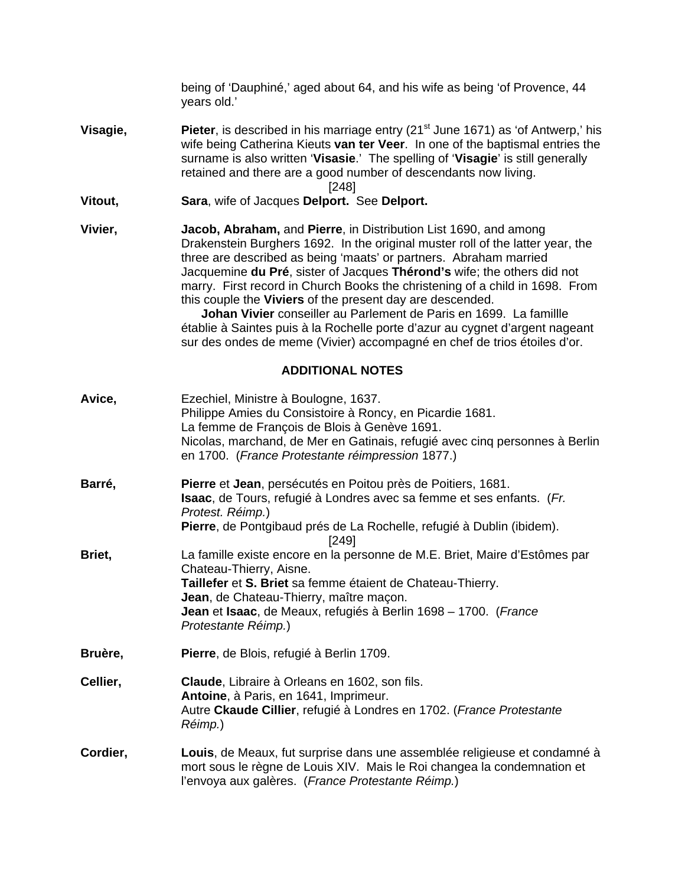being of 'Dauphiné,' aged about 64, and his wife as being 'of Provence, 44 years old.'

**Visagie,** **Pieter**, is described in his marriage entry (21st June 1671) as 'of Antwerp,' his wife being Catherina Kieuts **van ter Veer**. In one of the baptismal entries the surname is also written '**Visasie**.' The spelling of '**Visagie**' is still generally retained and there are a good number of descendants now living.

[248]

**Vitout,** **Sara**, wife of Jacques **Delport.** See **Delport.**

**Vivier,** **Jacob, Abraham,** and **Pierre**, in Distribution List 1690, and among Drakenstein Burghers 1692. In the original muster roll of the latter year, the three are described as being 'maats' or partners. Abraham married Jacquemine **du Pré**, sister of Jacques **Thérond's** wife; the others did not marry. First record in Church Books the christening of a child in 1698. From this couple the **Viviers** of the present day are descended.

**Johan Vivier** conseiller au Parlement de Paris en 1699. La famillle établie à Saintes puis à la Rochelle porte d'azur au cygnet d'argent nageant sur des ondes de meme (Vivier) accompagné en chef de trios étoiles d'or.

## ADDITIONAL NOTES

**Avice,** Ezechiel, Ministre à Boulogne, 1637.
Philippe Amies du Consistoire à Roncy, en Picardie 1681.
La femme de François de Blois à Genève 1691.
Nicolas, marchand, de Mer en Gatinais, refugié avec cinq personnes à Berlin en 1700. (*France Protestante réimpression* 1877.)

**Barré,** **Pierre** et **Jean**, persécutés en Poitou près de Poitiers, 1681.
**Isaac**, de Tours, refugié à Londres avec sa femme et ses enfants. (*Fr. Protest. Réimp.*)
**Pierre**, de Pontgibaud prés de La Rochelle, refugié à Dublin (ibidem).

[249]

**Briet,** La famille existe encore en la personne de M.E. Briet, Maire d'Estômes par Chateau-Thierry, Aisne.
**Taillefer** et **S. Briet** sa femme étaient de Chateau-Thierry.
**Jean**, de Chateau-Thierry, maître maçon.
**Jean** et **Isaac**, de Meaux, refugiés à Berlin 1698 – 1700. (*France Protestante Réimp.*)

**Bruère,** **Pierre**, de Blois, refugié à Berlin 1709.

**Cellier,** **Claude**, Libraire à Orleans en 1602, son fils.
**Antoine**, à Paris, en 1641, Imprimeur.
Autre **Ckaude Cillier**, refugié à Londres en 1702. (*France Protestante Réimp.*)

**Cordier,** **Louis**, de Meaux, fut surprise dans une assemblée religieuse et condamné à mort sous le règne de Louis XIV. Mais le Roi changea la condemnation et l'envoya aux galères. (*France Protestante Réimp.*)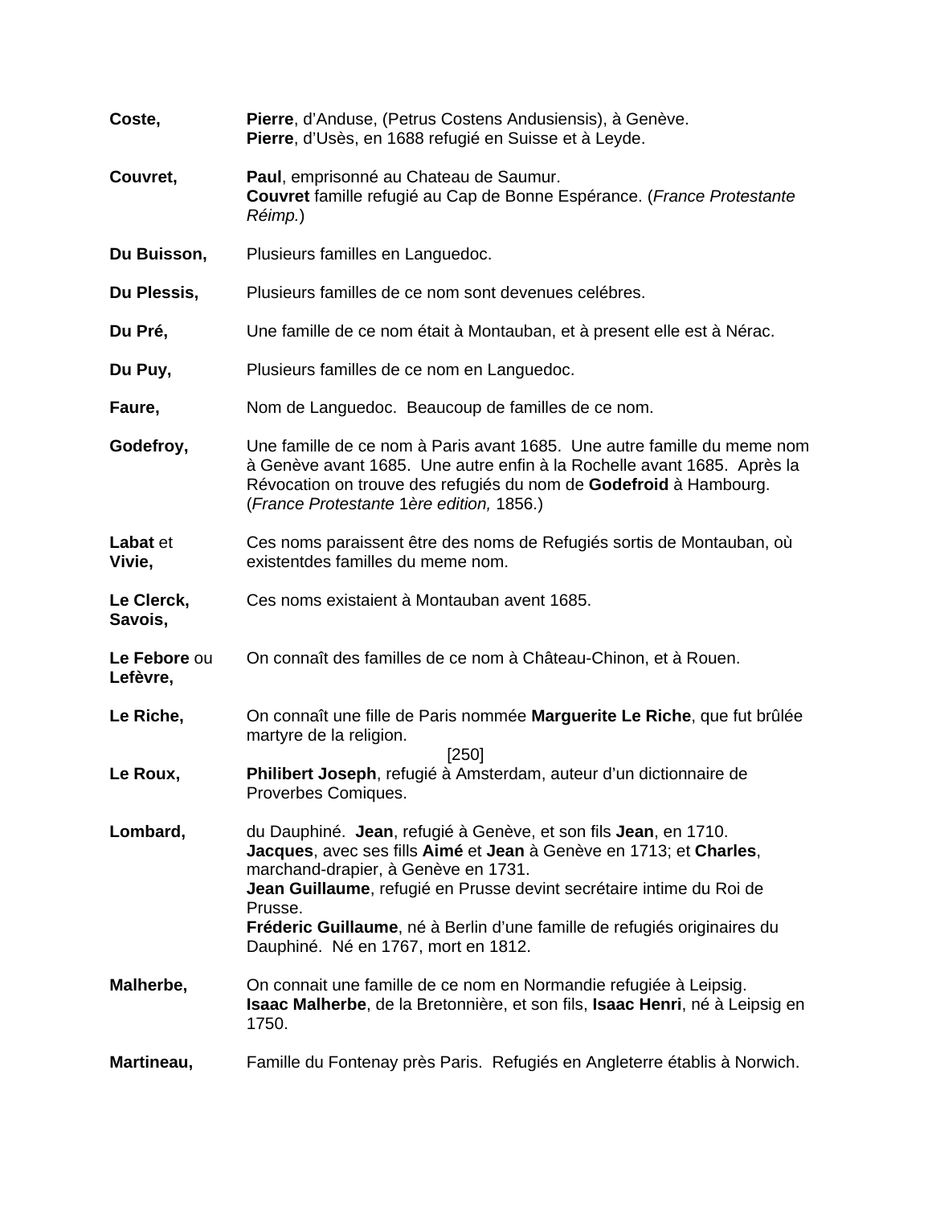**Coste,** **Pierre**, d'Anduse, (Petrus Costens Andusiensis), à Genève.
**Pierre**, d'Usès, en 1688 refugié en Suisse et à Leyde.

**Couvret,** **Paul**, emprisonné au Chateau de Saumur.
**Couvret** famille refugié au Cap de Bonne Espérance. (*France Protestante Réimp.*)

**Du Buisson,** Plusieurs familles en Languedoc.

**Du Plessis,** Plusieurs familles de ce nom sont devenues celébres.

**Du Pré,** Une famille de ce nom était à Montauban, et à present elle est à Nérac.

**Du Puy,** Plusieurs familles de ce nom en Languedoc.

**Faure,** Nom de Languedoc. Beaucoup de familles de ce nom.

**Godefroy,** Une famille de ce nom à Paris avant 1685. Une autre famille du meme nom à Genève avant 1685. Une autre enfin à la Rochelle avant 1685. Après la Révocation on trouve des refugiés du nom de **Godefroid** à Hambourg. (*France Protestante* 1*ère edition,* 1856.)

**Labat** et **Vivie,** Ces noms paraissent être des noms de Refugiés sortis de Montauban, où existentdes familles du meme nom.

**Le Clerck, Savois,** Ces noms existaient à Montauban avent 1685.

**Le Febore** ou **Lefèvre,** On connaît des familles de ce nom à Château-Chinon, et à Rouen.

**Le Riche,** On connaît une fille de Paris nommée **Marguerite Le Riche**, que fut brûlée martyre de la religion.

[250]

**Le Roux,** **Philibert Joseph**, refugié à Amsterdam, auteur d'un dictionnaire de Proverbes Comiques.

**Lombard,** du Dauphiné. **Jean**, refugié à Genève, et son fils **Jean**, en 1710.
**Jacques**, avec ses fills **Aimé** et **Jean** à Genève en 1713; et **Charles**, marchand-drapier, à Genève en 1731.
**Jean Guillaume**, refugié en Prusse devint secrétaire intime du Roi de Prusse.
**Fréderic Guillaume**, né à Berlin d'une famille de refugiés originaires du Dauphiné. Né en 1767, mort en 1812.

**Malherbe,** On connait une famille de ce nom en Normandie refugiée à Leipsig.
**Isaac Malherbe**, de la Bretonnière, et son fils, **Isaac Henri**, né à Leipsig en 1750.

**Martineau,** Famille du Fontenay près Paris. Refugiés en Angleterre établis à Norwich.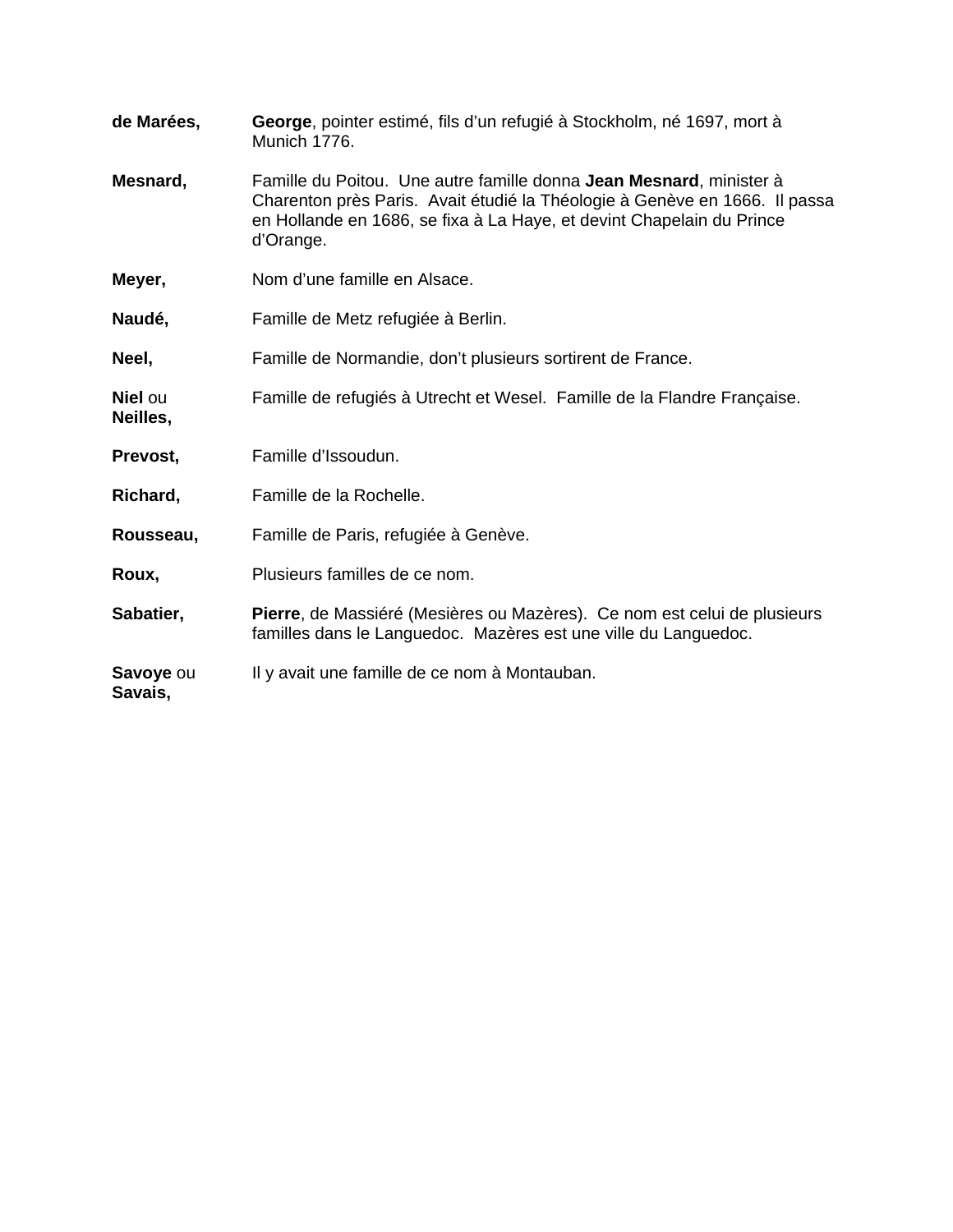**de Marées,** **George**, pointer estimé, fils d'un refugié à Stockholm, né 1697, mort à Munich 1776.

**Mesnard,** Famille du Poitou. Une autre famille donna **Jean Mesnard**, minister à Charenton près Paris. Avait étudié la Théologie à Genève en 1666. Il passa en Hollande en 1686, se fixa à La Haye, et devint Chapelain du Prince d'Orange.

**Meyer,** Nom d'une famille en Alsace.

**Naudé,** Famille de Metz refugiée à Berlin.

**Neel,** Famille de Normandie, don't plusieurs sortirent de France.

**Niel** ou **Neilles,** Famille de refugiés à Utrecht et Wesel. Famille de la Flandre Française.

**Prevost,** Famille d'Issoudun.

**Richard,** Famille de la Rochelle.

**Rousseau,** Famille de Paris, refugiée à Genève.

**Roux,** Plusieurs familles de ce nom.

**Sabatier,** **Pierre**, de Massiéré (Mesières ou Mazères). Ce nom est celui de plusieurs familles dans le Languedoc. Mazères est une ville du Languedoc.

**Savoye** ou **Savais,** Il y avait une famille de ce nom à Montauban.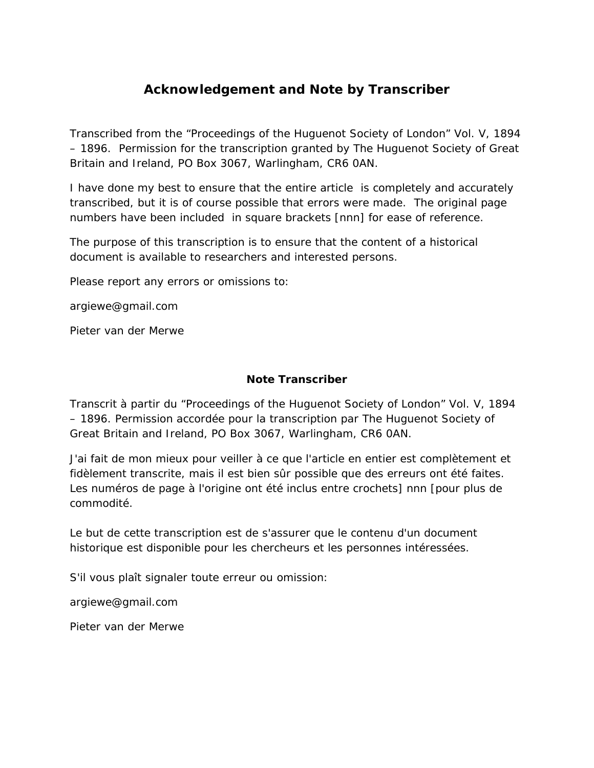## Acknowledgement and Note by Transcriber

Transcribed from the "Proceedings of the Huguenot Society of London" Vol. V, 1894 – 1896. Permission for the transcription granted by The Huguenot Society of Great Britain and Ireland, PO Box 3067, Warlingham, CR6 0AN.

I have done my best to ensure that the entire article is completely and accurately transcribed, but it is of course possible that errors were made. The original page numbers have been included in square brackets [nnn] for ease of reference.

The purpose of this transcription is to ensure that the content of a historical document is available to researchers and interested persons.

Please report any errors or omissions to:

argiewe@gmail.com

Pieter van der Merwe

### Note Transcriber

Transcrit à partir du "Proceedings of the Huguenot Society of London" Vol. V, 1894 – 1896. Permission accordée pour la transcription par The Huguenot Society of Great Britain and Ireland, PO Box 3067, Warlingham, CR6 0AN.

J'ai fait de mon mieux pour veiller à ce que l'article en entier est complètement et fidèlement transcrite, mais il est bien sûr possible que des erreurs ont été faites. Les numéros de page à l'origine ont été inclus entre crochets] nnn [pour plus de commodité.

Le but de cette transcription est de s'assurer que le contenu d'un document historique est disponible pour les chercheurs et les personnes intéressées.

S'il vous plaît signaler toute erreur ou omission:

argiewe@gmail.com

Pieter van der Merwe